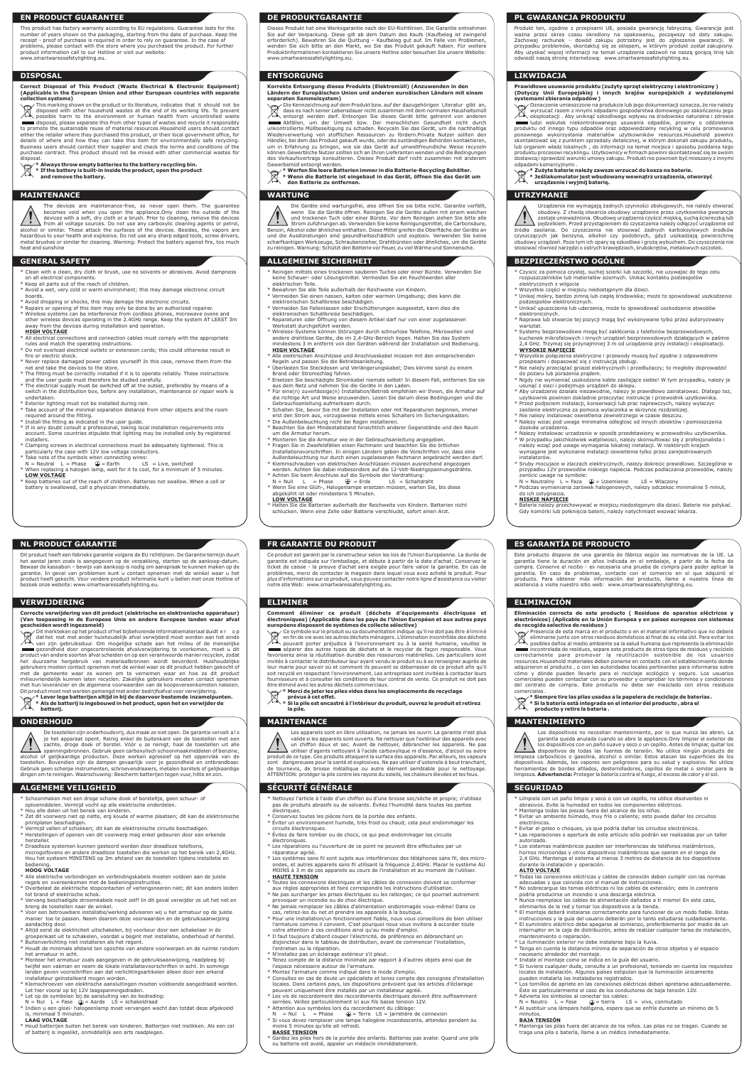## EN PRODUCT GUARANTEE

This product has factory warranty according to EU regulations. Guarantee lasts for the number of years shown on the packaging, starting from the date of purchase. Keep the receipt - proof of purchase is required in order to rely on guarantee. In the case of problems, please contact with the store where you purchased the product. For further product information call to our Hotline or visit our website: www.smartwaresafetylighting.eu.

## DISPOSAL

**Correct Disposal of This Product (Waste Electrical & Electronic Equipment) (Applicable in the European Union and other European countries with separate collection systems)**

This marking shown on the product or its literature, indicates that it should not be disposed with other household wastes at the end of its working life. To prevent possible harm to the environment or human health from uncontrolled waste disposal, please separate this from other types of wastes and recycle it responsibly to promote the sustainable reuse of material resources. Household users should contact either the retailer where they purchased this product, or their local government office, for details of where and how they can take this item for environmentally safe recycling. Business users should contact their supplier and check the terms and conditions of the purchase contract. This product should not be mixed with other commercial wastes for disposal.

**\* Always throw empty batteries to the battery recycling bin.**
**\* If the battery is built-in inside the product, open the product and remove the battery.**

## MAINTENANCE

The devices are maintenance-free, so never open them. The guarantee becomes void when you open the appliance. Only clean the outside of the devices with a soft, dry cloth or a brush. Prior to cleaning, remove the devices from all voltage sources. Do not use any carboxylic cleaning agents or petrol, alcohol or similar. These attack the surfaces of the devices. Besides, the vapors are hazardous to your health and explosive. Do not use any sharp edged tools, screw drivers, metal brushes or similar for cleaning. Warning: Protect the battery against fire, too much heat and sunshine

## GENERAL SAFETY

- Clean with a clean, dry cloth or brush, use no solvents or abrasives. Avoid dampness on all electrical components.
- Keep all parts out of the reach of children.
- Avoid a wet, very cold or warm environment; this may damage electronic circuit boards.
- Avoid dropping or shocks, this may damage the electronic circuits.
- Repairs or opening of this item may only be done by an authorized repairer.
- Wireless systems can be interference from cordless phones, microwave ovens and other wireless devices operating in the 2.4GHz range. Keep the system AT LEAST 3m away from the devices during installation and operation.

**HIGH VOLTAGE**

- All electrical connections and connection cables must comply with the appropriate rules and match the operating instructions.
- Do not overload electrical outlets or extension cords; this could otherwise result in fire or electric shock.
- Never replace damaged power cables yourself! In this case, remove them from the net and take the devices to the store.
- The fitting must be correctly installed if it is to operate reliably. These instructions and the user guide must therefore be studied carefully.
- The electrical supply must be switched off at the outset, preferably by means of a switch in the distribution box, before any installation, maintenance or repair work is undertaken.
- Exterior lighting must not be installed during rain.
- Take account of the minimal separation distance from other objects and the room required around the fitting.
- Install the fitting as indicated in the user guide.
- If in any doubt consult a professional, taking local installation requirements into account. Some countries stipulate that lighting may be installed only by registered installers.
- Clamping screws in electrical connections must be adequately tightened. This is particularly the case with 12V low voltage conductors.
- Take note of the symbols when connecting wires:
  N = Neutral L = Phase ⏚ = Earth LS = Live, switched
- When replacing a halogen lamp, wait for it to cool, for a minimum of 5 minutes.

**LOW VOLTAGE**

- Keep batteries out of the reach of children. Batteries not swallow. When a cell or battery is swallowed, call a physician immediately.

## DE PRODUKTGARANTIE

Dieses Produkt hat eine Werksgarantie nach der EU-Richtlinien. Die Garantie entnehmen Sie auf der Verpackung. Diese gilt ab dem Datum des Kaufs (Kaufbeleg ist zwingend erforderlich). Bewahren Sie die Quittung – Kaufbeleg gut auf. Im Falle von Problemen, wenden Sie sich bitte an den Markt, wo Sie das Produkt gekauft haben. Für weitere Produktinformationen kontaktieren Sie unsere Hotline oder besuchen Sie unsere Website: www.smartwaresafetylighting.eu.

## ENTSORGUNG

**Korrekte Entsorgung dieses Produkts (Elektromüll) (Anzuwenden in den Ländern der Europäischen Union und anderen europäischen Ländern mit einem separaten Sammelsystem)**

Die Kennzeichnung auf dem Produkt bzw. auf der dazugehörigen Literatur gibt an, dass es nach seiner Lebensdauer nicht zusammen mit dem normalen Haushaltsmüll entsorgt werden darf. Entsorgen Sie dieses Gerät bitte getrennt von anderen Abfällen, um der Umwelt bzw. Der menschlichen Gesundheit nicht durch unkontrollierte Müllbeseitigung zu schaden. Recyceln Sie das Gerät, um die nachhaltige Wiederverwertung von stofflichen Ressourcen zu fördern.Private Nutzer sollten den Händler, bei dem das Produkt gekauft wurde, oder die zuständigen Behörden kontaktieren, um in Erfahrung zu bringen, wie sie das Gerät auf umweltfreundliche Weise recyceln können.Gewerbliche Nutzer sollten sich an Ihren Lieferanten wenden und die Bedingungen des Verkaufsvertrags konsultieren. Dieses Produkt darf nicht zusammen mit anderem Gewerbemüll entsorgt werden.

**\* Werfen Sie leere Batterien immer in die Batterie-Recycling Behälter.**
**\* Wenn die Batterie ist eingebaut in das Gerät, öffnen Sie das Gerät um den Batterie zu entfernen.**

## WARTUNG

Die Geräte sind wartungsfrei, also öffnen Sie sie bitte nicht. Garantie verfällt, wenn Sie die Geräte öffnen. Reinigen Sie die Geräte außen mit einem weichen und trockenen Tuch oder einer Bürste. Vor dem Reinigen ziehen Sie bitte alle Strom zuführungen ab. Verwenden Sie keine Reinigungsmittel, die Carbonsäure, Benzin, Alkohol oder ähnliches enthalten. Diese Mittel greifen die Oberfläche der Geräte an und die Ausdünstungen sind gesundheitsschädlich und explosiv. Verwenden Sie keine scharfkantigen Werkzeuge, Schraubenzieher, Drahtbürsten oder ähnliches, um die Geräte zu reinigen. Warnung: Schützt den Batterie vor Feuer, zu viel Wärme und Sonnenschein.

## ALLGEMEINE SICHERHEIT

- Reinigen mittels eines trockenen sauberen Tuches oder einer Bürste. Verwenden Sie keine Scheuer- oder Lösungsmittel. Vermeiden Sie ein Feuchtwerden aller elektrischen Teile.
- Bewahren Sie alle Teile außerhalb der Reichweite von Kindern.
- Vermeiden Sie einen nassen, kalten oder warmen Umgebung; dies kann die elektronischen Schaltkreise beschädigen.
- Vermeiden Sie Fallenlassen oder Erschütterungen ausgesetzt, kann dies die elektronischen Schaltkreise beschädigen.
- Reparaturen oder Öffnung von diesem Artikel darf nur von einer zugelassenen Werkstatt durchgeführt werden.
- Wireless-Systeme können Störungen durch schnurlose Telefone, Mikrowellen und andere drahtlose Geräte, die im 2,4-GHz-Bereich liegen. Halten Sie das System mindestens 3 m entfernt von den Geräten während der Installation und Bedienung.

**HIGH VOLTAGE**

- Alle elektrischen Anschlüsse und Anschlusskabel müssen mit den entsprechenden Regeln und passen Sie die Betriebsanleitung.
- Überlasten Sie Steckdosen und Verlängerungskabel; Dies könnte sonst zu einem Brand oder Stromschlag führen.
- Ersetzen Sie beschädigte Stromkabel niemals selbst! In diesem Fall, entfernen Sie sie aus dem Netz und nehmen Sie die Geräte in den Laden.
- Für eine(n) zuverlässige(n) Installation/Betrieb empfehlen wir Ihnen, die Armatur auf die richtige Art und Weise anzuwenden. Lesen Sie darum diese Bedingungen und die Gebrauchsanleitung aufmerksam durch.
- Schalten Sie, bevor Sie mit der Installation oder mit Reparaturen beginnen, immer erst den Strom aus, vorzugsweise mittels eines Schalters im Sicherungskasten.
- Die Außenbeleuchtung nicht bei Regen installieren.
- Beachten Sie den Mindestabstand hinsichtlich anderer Gegenstände und den Raum um die Armatur herum.
- Montieren Sie die Armatur wie in der Gebrauchsanleitung angegeben.
- Fragen Sie in Zweifelsfällen einen Fachmann und beachten Sie die örtlichen Installationsvorschriften. In einigen Ländern geben die Vorschriften vor, dass eine Außenbeleuchtung nur durch einen zugelassenen Fachmann angebracht werden darf.
- Klemmschrauben von elektrischen Anschlüssen müssen ausreichend angezogen werden. Achten Sie dabei insbesondere auf die 12-Volt-Niedrigspannungsdrähte.
- Achten Sie beim Anschluss auf die Symbole der Verdrahtung:
  N = Null L = Phase ⏚ = Erde LS = Schaltdraht
- Wenn Sie eine Glüh-, Halogenlampe ersetzen müssen, warten Sie, bis diese abgekühlt ist oder mindestens 5 Minuten.

**LOW VOLTAGE**

- Halten Sie die Batterien außerhalb der Reichweite von Kindern. Batterien nicht schlucken. Wenn eine Zelle oder Batterie verschluckt, sofort einen Arzt.

## PL GWARANCJA PRODUKTU

Produkt ten, zgodnie z przepisami UE, posiada gwarancję fabryczną. Gwarancja jest ważna przez okres czasu określony na opakowaniu, począwszy od daty zakupu. Zachowaj rachunek - dowód zakupu potrzebny jest do zgłoszenia gwarancji. W przypadku problemów, skontaktuj się ze sklepem, w którym produkt został zakupiony. Aby uzyskać więcej informacji na temat urządzenia zadzwoń na naszą gorącą linię lub odwiedź naszą stronę internetową: www.smartwaresafetylighting.eu.

## LIKWIDACJA

**Prawidłowe usuwanie produktu (zużyty sprzęt elektryczny i elektroniczny ) (Dotyczy Unii Europejskiej i innych krajów europejskich z wydzielonymi systemami zbierania odpadów )**

Oznaczenie umieszczone na produkcie lub jego dokumentacji oznacza, że nie należy wyrzucać razem z innymi odpadami gospodarstwa domowego po zakończeniu jego eksploatacji . Aby uniknąć szkodliwego wpływu na środowisko naturalne i zdrowie ludzi wskutek niekontrolowanego usuwania odpadów, prosimy o oddzielenie produktu od innego typu odpadów oraz odpowiedzialny recykling w celu promowania ponownego wykorzystania materiałów użytkowników resources.Household powinni skontaktować się z punktem sprzedaży detalicznej, w którym dokonali zakupu produktu, lub organem władz lokalnych , do informacji na temat miejsca i sposobu podania tego produktu procesowi recyklingu. Użytkownicy w firmach powinni skontaktować się ze swoim dostawcą i sprawdzić warunki umowy zakupu. Produkt nie powinien być mieszany z innymi odpadami komercyjnymi .

**\* Zużyte baterie należy zawsze wrzucać do kosza na baterie.**
**\* Jeśliakumulator jest wbudowany wewnątrz urządzenia, otworzyć urządzenie i wyjmij baterię.**

## UTRZYMANIE

Urządzenia nie wymagają żadnych czynności obsługowych, nie należy otwierać obudowy. Z chwilą otwarcia obudowy urządzenia przez użytkownika gwarancja zostaje unieważniona. Obudowę urządzenia czyścić miękką, suchą ściereczką lub pędzelkiem. Przed przystąpieniem do czyszczenia należy odłączyć urządzenie od źródła zasilania. Do czyszczenia nie stosować żadnych karboksylowych środków czyszczących jak benzyna, alkohol czy podobnych, gdyż uszkadzają powierzchnię obudowy urządzeń. Poza tym ich opary są szkodliwe i grożą wybuchem. Do czyszczenia nie stosować również narzędzi o ostrych krawędziach, śrubokrętów, metalowych szczotek.

## BEZPIECZEŃSTWO OGÓLNE

- Czyścić za pomocą czystej, suchej ścierki lub szczotki, nie używając do tego celu rozpuszczalników lub materiałów ściernych. Unikać kontaktu podzespołów elektrycznych z wilgocią
- Wszystkie części w miejscu niedostępnym dla dzieci.
- Unikaj mokry, bardzo zimna lub ciepła środowiska; może to spowodować uszkodzenie podzespołów elektronicznych.
- Unikać upuszczania lub uderzenia, może to spowodować uszkodzenie obwodów elektronicznych.
- Naprawa lub otwarcie tej pozycji mogą być wykonywane tylko przez autoryzowany warsztat.
- Systemy bezprzewodowe mogą być zakłócenia z telefonów bezprzewodowych, kuchenek mikrofalowych i innych urządzeń bezprzewodowych działających w paśmie 2,4 GHz. Trzymaj się przynajmniej 3 m od urządzenia przy instalacji i eksploatacji.

**WYSOKIE NAPIĘCIE**

- Wszystkie połączenia elektryczne i przewody muszą być zgodne z odpowiednimi przepisami i dopasować się z instrukcją obsługi.
- Nie należy przeciążać gniazd elektrycznych i przedłużaczy; to mogłoby doprowadzić do pożaru lub porażenia prądem.
- Nigdy nie wymieniać uszkodzone kable zasilające siebie! W tym przypadku, należy je usunąć z sieci i podejmuje urządzeń do sklepu.
- Aby urządzenie działało niezawodnie, należy je prawidłowo zainstalować. Dlatego też, użytkownik powinien dokładnie przeczytać instrukcje i przewodnik użytkownika.
- Przed podjęciem instalacji, konserwacji lub prac naprawczych, należy wyłączyć zasilanie elektryczne za pomocą wyłącznika w skrzynce rozdzielczej.
- Nie należy instalować oświetlenia zewnętrznego w czasie deszczu.
- Należy wziąć pod uwagę minimalna odległości od innych obiektów i pomieszczenia dookoła urządzenia.
- Należy instalować urządzenie w sposób przedstawiony w przewodniku użytkownika.
- W przypadku jakichkolwiek wątpliwości, należy skonsultować się z profesjonalista i należy wziąć pod uwagę wymagania lokalnej instalacji. W niektórych krajach wymagane jest wykonanie instalacji oświetlenia tylko przez zarejestrowanych instalatorów.
- Śruby mocujące w złączach elektrycznych, należy dokręcić prawidłowo. Szczególnie w przypadku 12V przewodów niskiego napięcia. Podczas podłaczenia przewodów, należy zwrócić uwagę na symbole:
  N = Neutralny L = Faza ⏚ = Uziemienie LS = Włączony
- Podczas wymieniania żarówek halogenowych, należy odczekać minimalnie 5 minut, do ich ostygnięcia.

**NISKIE NAPIĘCIE**

- Baterie należy przechowywać w miejscu niedostępnym dla dzieci. Baterie nie połykać. Gdy komórki lub połknięcia baterii, należy natychmiast wezwać lekarza.

## NL PRODUCT GARANTIE

Dit product heeft een fabrieks garantie volgens de EU richtlijnen. De Garantie termijn duurt het aantal jaren zoals is aangegeven op de verpakking, starten op de aankoop-datum. Bewaar de kassabon – bewijs van aankoop is nodig om aanspraak te kunnen maken op de garantie. In geval van problemen kunt u contact opnemen met de winkel waar u het product heeft gekocht. Voor verdere product informatie kunt u bellen met onze Hotline of bezoek onze website: www.smartwaresafetylighting.eu

## VERWIJDERING

**Correcte verwijdering van dit product (elektrische en elektronische apparatuur) (Van toepassing in de Europese Unie en andere Europese landen waar afval gescheiden wordt ingezameld)**

Dit merkteken op het product of het bijbehorende informatiemateriaal duidt er op dat het niet met ander huishoudelijk afval verwijderd moet worden aan het einde van zijn gebruiksduur. Om mogelijke schade aan het milieu of de menselijke gezondheid door ongecontroleerde afvalverwijdering te voorkomen, moet u dit product van andere soorten afval scheiden en op een verantwoorde manier recyclen, zodat het duurzame hergebruik van materiaalbronnen wordt bevorderd. Huishoudelijke gebruikers moeten contact opnemen met de winkel waar ze dit product hebben gekocht of met de gemeente waar ze wonen om te vernemen waar en hoe ze dit product milieuvriendelijk kunnen laten recyclen. Zakelijke gebruikers moeten contact opnemen met hun leverancier en de algemene voorwaarden van de koopovereenkomsten nalezen. Dit product moet niet worden gemengd met ander bedrijfsafval voor verwijdering.

**\* Lever lege batterijen altijd in bij de daarvoor bestemde inzamelpunten.**
**\* Als de batterij is ingebouwd in het product, open het en verwijder de batterij.**

## ONDERHOUD

De toestellen zijn onderhoudsvrij, dus maak ze niet open. De garantie vervalt als je het apparaat opent. Reinig enkel de buitenkant van de toestellen met een zachte, droge doek of borstel. Vóór u ze reinigt, haal de toestellen uit alle spanningsbronnen. Gebruik geen carboxylisch schoonmaakmiddelen of benzine, alcohol of gelijkaardige producten. Deze werken agressief op het oppervlak van de toestellen. Bovendien zijn de dampen gevaarlijk voor je gezondheid en ontbrandbaar. Gebruik geen scherpe instrumenten, schroevendraaiers, metalen borstels of gelijkaardige dingen om te reinigen. Waarschuwing: Bescherm batterijen tegen vuur, hitte en zon.

## ALGEMENE VEILIGHEID

- Schoonmaken met een droge schone doek of borsteltje, geen schuur- of oplosmiddelen. Vermijd vocht op alle elektrische onderdelen.
- Hou alle delen uit het bereik van kinderen.
- Zet of voorwerp niet op natte, erg koude of warme plaatsen; dit kan de elektronische printplaten beschadigen.
- Vermijd vallen of schokken; dit kan de elektronische circuits beschadigen.
- Herstellingen of openen van dit voorwerp mag enkel gebeuren door een erkende hersteller.
- Draadloze systemen kunnen gestoord worden door draadloze telefoons, microgolfovens en andere draadloze toestellen die werken op het bereik van 2,4GHz. Hou het systeem MINSTENS op 3m afstand van de toestellen tijdens installatie en bediening.

**HOOG VOLTAGE**

- Alle elektrische verbindingen en verbindingskabels moeten voldoen aan de juiste regels en overeenkomen met de bedieningsinstructies.
- Overbelast de elektrische stopcontacten of verlengsnoeren niet; dit kan anders leiden tot brand of elektrische schok.
- Vervang beschadigde stroomkabels nooit zelf! In dit geval verwijder ze uit het net en breng de toestellen naar de winkel.
- Voor een betrouwbare installatie/werking adviseren wij u het armatuur op de juiste manier toe te passen. Neem daarom deze voorwaarden en de gebruiksaanwijzing aandachtig door.
- Altijd eerst de elektriciteit uitschakelen, bij voorkeur door een schakelaar in de groepenkast uit te schakelen, voordat u begint met installatie, onderhoud of herstel.
- Buitenverlichting niet installeren als het regent.
- Houdt de minimale afstand ten opzichte van andere voorwerpen en de ruimte rondom het armatuur in acht.
- Monteer het armatuur zoals aangegeven in de gebruiksaanwijzing, raadpleeg bij twijfel een vakman en neem de lokale installatievoorschriften in acht. In sommige landen geven voorschriften aan dat verlichtingsartikelen alleen door een erkend installateur geïnstalleerd mogen worden.
- Klemschroeven van elektrische aansluitingen moeten voldoende aangedraaid worden. Let hier vooral op bij 12V laagspanningsdraden.
- Let op de symbolen bij de aansluiting van de bedrading:
  N = Nul L = Fase ⏚ = Aarde LS = schakeldraad
- Indien u een gloei- halogeenlamp moet vervangen wacht dan totdat deze afgekoeld is, minimaal 5 minuten.

**LAAG VOLTAGE**

- Houd batterijen buiten het bereik van kinderen. Batterijen niet inslikken. Als een cel of batterij is ingeslikt, onmiddellijk een arts raadplegen.

## FR GARANTIE DU PRODUIT

Ce produit est garanti par le constructeur selon les lois de l'Union Européenne. La durée de garantie est indiquée sur l'emballage, et débute à partir de la date d'achat. Conservez le ticket de caisse - la preuve d'achat sera exigée pour faire valoir la garantie. En cas de problèmes, merci de contacter le magasin dans lequel vous avez acheté le produit. Pour plus d'informations sur ce produit, vous pouvez contacter notre ligne d'assistance ou visiter notre site Web: www.smartwaresafetylighting.eu.

## ELIMINER

**Comment éliminer ce produit (déchets d'équipements électriques et électroniques) (Applicable dans les pays de l'Union Européen et aux autres pays européens disposant de systèmes de collecte sélective)**

Ce symbole sur le produit ou sa documentation indique qu'il ne doit pas être éliminé en fin de vie avec les autres déchets ménagers. L'élimination incontrôlée des déchets pouvant porter préjudice à l'environnement ou à la santé humaine, veuillez le séparer des autres types de déchets et le recycler de façon responsable. Vous favoriserez ainsi la réutilisation durable des ressources matérielles. Les particuliers sont invités à contacter le distributeur leur ayant vendu le produit ou à se renseigner auprès de leur mairie pour savoir où et comment ils peuvent se débarrasser de ce produit afin qu'il soit recyclé en respectant l'environnement. Les entreprises sont invitées à contacter leurs fournisseurs et à consulter les conditions de leur contrat de vente. Ce produit ne doit pas être éliminé avec les autres déchets commerciaux.

**\* Merci de jeter les piles vides dans les emplacements de recyclage prévus à cet effet.**
**\* Si la pile est encastré à l'intérieur du produit, ouvrez le produit et retirez la pile.**

## MAINTENANCE

Les appareils sont en libre utilisation, ne jamais les ouvrir. La garantie n'est plus valide si les appareils sont ouverts. Ne nettoyer que l'extérieur des appareils avec un chiffon doux et sec. Avant de nettoyer, débrancher les appareils. Ne pas utiliser d'agents nettoyant à l'acide carboxylique ni d'essence, d'alcool ou autre produit de ce type. Ces produits attaquent la surface des appareils. Par ailleurs, les vapeurs sont dangereuses pour la santé et explosives. Ne pas utiliser d'outil tranchant, de tournevis, de brosse métallique ou autre élément semblable pour le nettoyage. ATTENTION: protéger la pile contre les rayons du soleils, les chaleurs élevées et les feux.

## SÉCURITÉ GÉNÉRALE

- Nettoyez l'article à l'aide d'un chiffon ou d'une brosse sec/sèche et propre; n'utilisez pas de produits abrasifs ou de solvants. Évitez l'humidité dans toutes les parties électriques.
- Conservez toutes les pièces hors de la portée des enfants.
- Eviter un environnement humide, très froid ou chaud; cela peut endommager les circuits électroniques.
- Évitez de faire tomber ou de chocs, ce qui peut endommager les circuits électroniques.
- Les réparations ou l'ouverture de ce point ne peuvent être effectuées par un réparateur agréé.
- Les systèmes sans fil sont sujets aux interférences des téléphones sans fil, des micro-ondes, et autres appareils sans fil utilisant la fréquence 2.4GHz. Placer le système AU MOINS à 3 m de ces appareils au cours de l'installation et au moment de l'utiliser.

**HAUTE TENSION**

- Toutes les connexions électriques et les câbles de connexion doivent se conformer aux règles appropriées et faire correspondre les instructions d'utilisation.
- Ne pas surcharger les prises électriques ou les rallonges; ce qui pourrait autrement provoquer un incendie ou de choc électrique.
- Ne jamais remplacer les câbles d'alimentation endommagés vous-même! Dans ce cas, retirez-les du net et prendre les appareils à la boutique.
- Pour une installation/un fonctionnement fiable, nous vous conseillons de bien utiliser l'armature comme il convient. C'est pourquoi nous vous invitons à accorder toute votre attention à ces conditions ainsi qu'au mode d'emploi.
- Il faut toujours d'abord couper l'électricité, de préférence en débranchant un disjoncteur dans le tableau de distribution, avant de commencer l'installation, l'entretien ou la réparation.
- N'installez pas un éclairage extérieur s'il pleut.
- Tenez compte de la distance minimale par rapport à d'autres objets ainsi que de l'espace nécessaire autour de l'armature.
- Montez l'armature comme indiqué dans le mode d'emploi.
- Consultez en cas de doute un spécialiste et tenez compte des consignes d'installation locales. Dans certains pays, les dispositions prévoient que les articles d'éclairage peuvent uniquement être installés par un installateur agréé.
- Les vis de raccordement des raccordements électriques doivent être suffisamment serrées. Veillez particulièrement ici aux fils basse tension 12V.
- Attention aux symboles lors du raccordement du câblage:
  N = Nul L = Phase ⏚ = Terre LS = paratière de connexion
- Si vous devez remplacer une lampe halogène incandescente, attendez pendant au moins 5 minutes qu'elle ait refroidi.

**BASSE TENSION**

- Gardez les piles hors de la portée des enfants. Batteries pas avaler. Quand une pile ou batterie est avalé, appeler un médecin immédiatement.

## ES GARANTÍA DE PRODUCTO

Este producto dispone de una garantía de fábrica según las normativas de la UE. La garantía tiene la duración en años indicada en el embalaje, a partir de la fecha de compra. Guarde el recibo – es necesario la prueba de compra para poder aplicar la garantía. En caso de problemas, contacte con el comercio en el que adquirió el producto. Para obtener más información del producto, llame a nuestra línea de asistencia o visite nuestro sitio web: www.smartwaresafetylighting.eu.

## ELIMINACIÓN

**Eliminación correcta de este producto ( Residuos de aparatos eléctricos y electrónicos) (Aplicable en la Unión Europea y en países europeos con sistemas de recogida selectiva de residuos )**

Presencia de esta marca en el producto o en el material informativo que lo acompaña, indica que al finalizar su vida útil no deberá eliminarse junto con otros residuos domésticos al final de su vida útil. Para evitar los posibles daños al medio ambiente o a la salud humana que representa la eliminación incontrolada de residuos, separe este producto de otros tipos de residuos y recíclelo correctamente para promover la reutilización sostenible de los usuarios resources.Household materiales deben ponerse en contacto con el establecimiento donde adquirieron el producto , o con las autoridades locales pertinentes para informarse sobre cómo y dónde pueden llevarlo para el reciclaje ecológico y seguro. Los usuarios comerciales pueden contactar con su proveedor y comprobar los términos y condiciones del contrato de compra. Este producto no debe ser mezclado con otros residuos comerciales .

**\* Siempre tire las pilas usadas a la papelera de reciclaje de baterías .**
**\* Si la batería está integrada en el interior del producto , abra el producto y retire la batería .**

## MANTENIMIENTO

Los dispositivos no necesitan mantenimiento, por lo que nunca las abren. La garantía queda anulada cuando se abre la appliance.Only limpiar el exterior de los dispositivos con un paño suave y seco o un cepillo. Antes de limpiar, quitar los dispositivos de todas las fuentes de tensión. No utilice ningún producto de limpieza carboxílicos o gasolina, alcohol o similar. Estos atacan las superficies de los dispositivos. Además, los vapores son peligrosos para su salud y explosivo. No utilice herramientas de bordes afilados, destornilladores, cepillos de metal o similar para la limpieza. **Advertencia:** Proteger la batería contra el fuego, el exceso de calor y el sol.

## SEGURIDAD

- Límpiela con un paño limpio y seco o con un cepillo, no utilice disolventes ni abrasivos. Evite la humedad en todos los componentes eléctricos.
- Mantenga todas las piezas fuera del alcance de los niños.
- Evitar un ambiente húmedo, muy frío o caliente; esto puede dañar los circuitos electrónicos.
- Evitar el goteo o choques, ya que podría dañar los circuitos electrónicos.
- Las reparaciones o apertura de este artículo sólo podrán ser realizadas por un taller autorizado.
- Los sistemas inalámbricos pueden ser interferencias de teléfonos inalámbricos, hornos microondas y otros dispositivos inalámbricos que operan en el rango de 2,4 GHz. Mantenga el sistema al menos 3 metros de distancia de los dispositivos durante la instalación y operación.

**ALTO VOLTAJE**

- Todas las conexiones eléctricas y cables de conexión deben cumplir con las normas adecuadas y que coincida con el manual de instrucciones.
- No sobrecargue las tomas eléctricas ni los cables de extensión; esto lo contrario podría producirse un incendio o una descarga eléctrica.
- Nunca reemplace los cables de alimentación dañados a ti mismo! En este caso, eliminarlos de la red y tomar los dispositivos a la tienda.
- El montaje deberá instalarse correctamente para funcionar de un modo fiable. Estas instrucciones y la guía del usuario deberán por lo tanto estudiarse cuidadosamente.
- El suministro eléctrico debe apagarse al comienzo, preferiblemente por medio de un interruptor en la caja de distribución, antes de realizar cualquier tarea de instalación, mantenimiento o reparación.
- La iluminación exterior no debe instalarse bajo la lluvia.
- Tenga en cuenta la distancia mínima de separación de otros objetos y el espacio necesario alrededor del montaje.
- Instale el montaje como se indica en la guía del usuario.
- Si tuviera cualquier duda, consulte a un profesional, teniendo en cuenta los requisitos locales de instalación. Algunos países estipulan que la iluminación únicamente pueden instalarla los instaladores registrados.
- Los tornillos de apriete en las conexiones eléctricas deben apretarse adecuadamente. Éste es particularmente el caso de los conductores de baja tensión 12V.
- Advierta los símbolos al conectar los cables:
  N = Neutro L = Fase ⏚ = tierra LS = vivo, conmutado
- Al sustituir una lámpara halógena, espere que se enfríe durante un mínimo de 5 minutos.

**BAJA TENSIÓN**

- Mantenga las pilas fuera del alcance de los niños. Las pilas no se tragan. Cuando se traga una pila o batería, llame a un médico inmediatamente.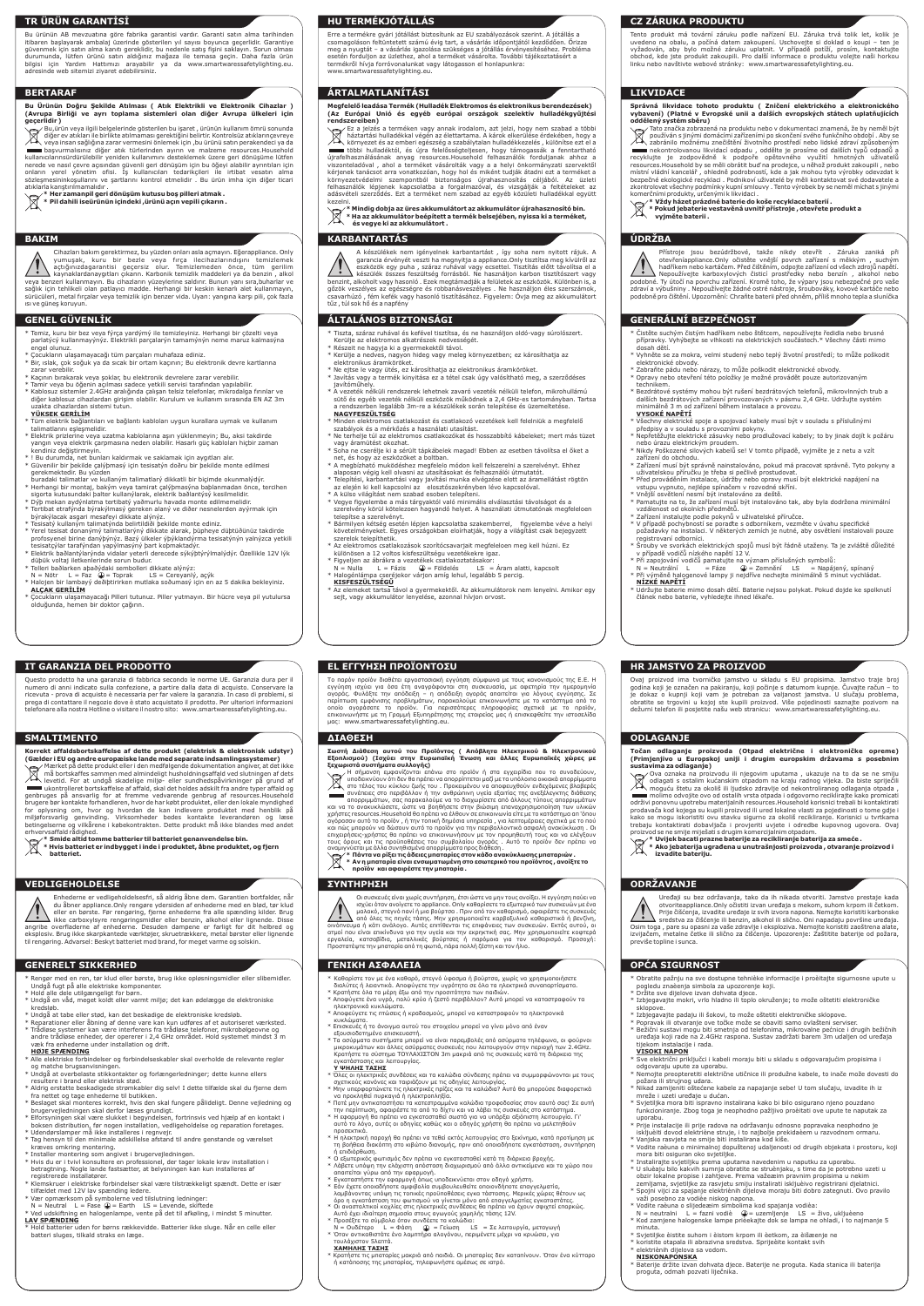## TR ÜRÜN GARANTİSİ

Bu ürünün AB mevzuatına göre fabrika garantisi vardır. Garanti satın alma tarihinden itibaren başlayarak ambalaj üzerinde gösterilen yıl sayısı boyunca geçerlidir. Garantiye güvenmek için satın alma kanıtı gereklidir, bu nedenle satış fişini saklayın. Sorun olması durumunda, lütfen ürünü satın aldığınız mağaza ile temasa geçin. Daha fazla ürün bilgisi için Yardım Hattımızı arayabilir ya da www.smartwaresafetylighting.eu. adresinde web sitemizi ziyaret edebilirsiniz.

## BERTARAF

**Bu Ürünün Doğru Şekilde Atılması ( Atık Elektrikli ve Elektronik Cihazlar ) (Avrupa Birliği ve ayrı toplama sistemleri olan diğer Avrupa ülkeleri için geçerlidir )**

Bu,ürün veya ilgili belgelerinde gösterilen bu işaret , ürünün kullanım ömrü sonunda diğer ev atıkları ile birlikte atılmaması gerektiğini belirtir. Kontrolsüz atıklarınızeyiye veya insan sağlığına zarar vermesini önlemek için ,bu ürünü lütfen parakendeci ya da bayurmalısınız diğer atık türlerinden ayırın ve malzeme resources.Household kullanıcılarınızdürünüzdir yeniden kullanımını desteklemek üzere geri dönüştürmelidir . Bu ürünü nereden ve nasıl çevre açısından güvenli geri dönüşüm için bu öğeyi alabilir ayrıntıları için onların yerel yönetim ofisi. İş kullanıcıları tedarikçileri ile iletişim satın alma sözleşmesininkoşullarını ve şartlarını kontrol etmelidir . Bu ürün imha için diğer ticari atıklarla karıştırılmamalıdır .

**\* Her zamanpil geri dönüşüm kutusu boş pilleri atmak .**
**\* Pil dahili iseürünün içindeki ,ürünü açın vepili çıkarın .**

## BAKIM

Cihazları bakım gerektirmez, bu yüzden onları asla açmayın. Eğerappliance. Only yumuşak, kuru bir bezle veya fırça ilecihazlarındaşını temizlemek açtığınızdagarantisi geçersiz olur. Temizlemeden önce, tüm gerilim kaynaklarındanayığıtları çıkarın. Karbonik temizlik maddeleri ya da benzin , alkol veya benzeri kullanmayın. Bu cihazların yüzeylerine saldırır. Bunun yanı sıra,buharlar ve sağlık için tehlikeli olan patlayıcı maddeler. Hatta aleti bir keskin kenarlı alet kullanmayın, sürücüleri, metal fırçalar veya temizlik için benzer vida. Uyarı: yangına karşı pili, çok fazla ısı ve güneş koruyun.

## GENEL GÜVENLİK

- Temiz, kuru bir bez veya fırça yardımıyla ile temizleyiniz. Herhangi bir çözelti veya parlatıcı kullanmayınız. Elektrikli parçalarıyın tamamıyın neme maruz kalmasına engel olunuz.
- Çocukların ulaşamayacağı tüm parçaları muhafaza ediniz.
- Bir, ıslak, çok soğuk ya da sıcak bir ortam kaçının; Bu elektronik devre kartlarına zarar verebilir.
- Kaçının bırakarak veya şoklar, bu elektronik devrelere zarar verebilir.
- Tamir veya bu öğenin açılması sadece yetkili servisi tarafından yapılabilir.
- Kablosuz sistemler 2.4GHz aralığında çalışan telsiz telefonlar, mikrodalga fırınlar ve diğer kablosuz cihazlardan girişim olabilir. Kurulum ve kullanım sırasında EN AZ 3m uzakta cihazlardan sistemi tutun.

**YÜKSEK GERİLİM**

- Tüm elektrik bağlantıları ve bağlantı kabloları uygun kurallara uymak ve kullanım talimatlarını eşleşmelidir.
- Elektrik prizlerine veya uzatma kablolarına aşırı yüklenmeyin; Bu, aksi takdirde yangın veya elektrik çarpmasına neden olabilir. Hasarlı güç kabloları hiçbir zaman kendiniz değiştirmeyin.
- ! Bu durumda, net bunları kaldırmak ve saklamak için aygıtları alır.
- Güvenilir bir şekilde çalışması için tesisatın doğru bir şekilde monte edilmesi gerekmektedir. Bu yüzden buradaki talimatlar ve kullanım talimatlarıyı dikkatli bir biçimde okunmalıydır.
- Herhangi bir montaj, bakım veya tamir çalışmasına başlanmadan önce, tercihen sigorta kutusundaki patler kullanılarak, elektrik bağlantısıyı kesilmelidir.
- Dışa mekan aydınlatma tertibatı yaılmurlu havada monte edilmemelidir.
- Tertibat etrafında bırakılmaısı gereken alanı ve diğer nesnelerden ayırmak için bırakılacak asgari mesafeyi dikkate alınız.
- Tesisatı kullanım talimatında belirtildiği şekilde monte ediniz.
- Yerel tesisat donanımı talimatlarıyı dikkate alarak, şüpheye düştüğünüz takdirde profesyonel birine danışınız. Bazı ülkeler yöykledunyrma tesisatının yalnızca yetkili tesisatçılar tarafından yapılmasını şart koşmaktadır.
- Elektrik bağlantılarında vidaler yeterli derecede sıkıştırılmalıdır. Özellikle 12V ışık düşük voltaj iletkenlerinde sorun budur.
- Telleri bağlarken aşağıdaki sembolleri dikkate alınız:
  N = Nötr L = Faz ⏚ = Toprak LS = Cereyanlı, açık
- Halojen bir lambayı değiştirirken mutlaka soğumasıyı için en az 5 dakika bekleyiniz.

**ALÇAK GERİLİM**

- Çocukların ulaşamayacağı Pilleri tutunuz. Piller yutmayın. Bir hücre veya pil yutulursa olduğunda, hemen bir doktor çağırın.

## HU TERMÉKJÓTÁLLÁS

Erre a termékre gyári jótállást biztosítunk az EU szabályozások szerint. A jótállás a csomagoláson feltüntetett számú évig tart, a vásárlás időpontjától kezdődően. Őrizze meg a nyugtát – a vásárlás igazolása szükséges a jótállás érvényesítéséhez. Probléma esetén forduljon az üzlethez, ahol a terméket vásárolta. További tájékoztatásért a termékről hívja forróvonalunkat vagy látogasson el honlapunkra: www.smartwaresafetylighting.eu.

## ÁRTALMATLANÍTÁSI

**Megfelelő leadása Termék (Hulladék Elektromos és elektronikus berendezések) (Az Európai Unió és egyéb európai országok szelektív hulladékgyűjtési rendszerekben)**

Ez a jelzés a terméken vagy annak irodalom, azt jelzi, hogy nem szabad a többi háztartási hulladékkal végén az élettartama. A károk elkerülése érdekében, hogy a környezet és az emberi egészség a szabályozatlan hulladékkezelés , különítse ezt el a többi hulladéktól, és újra felelősségteljesen, hogy támogassák a fenntartható újrafelhasználásának anyag resources.Household felhasználók forduljanak ahhoz a viszonteladóval , ahol a terméket vásárolták vagy a a helyi önkormányzati szervektől kérjenek tanácsot arra vonatkozóan, hogy hol és miként tudják átadni ezt a terméket a környezetkedelmi szempontból biztonságos újrahasznosítás céljából. Az üzleti felhasználók lépjenek kapcsolatba a forgalmazóval, és vizsgálják a feltételeket az adásvételi szerződés. Ezt a terméket nem szabad az egyéb közületi hulladékkal együtt kezelni.

**\* Mindig dobja az üres akkumulátort az akkumulátor újrahasznosító bin.**
**\* Ha az akkumulátor beépített a termék belsejében, nyissa ki a terméket, és vegye ki az akkumulátort .**

## KARBANTARTÁS

A készülékek nem igényelnek karbantartást , így soha nem nyitott rájuk. A garancia érvényét veszti ha megnyitja a appliance.Only tisztítsa meg kívülről az eszközök egy puha , száraz ruhával vagy ecsettel. Tisztítás előtt távolítsa el a készülék összes feszültség forrásból. Ne használjon karbon tisztítószert vagy benzint, alkohol vagy hasonló . Ezek megtámadják a felületek az eszközök. Különben is, a gőzök veszélyes az egészségre és robbanásveszélyes . Ne használjon éles szerszámok, csavarhúzó , fém kefék vagy hasonló tisztításhoz. Figyelem: Óvja meg az akkumulátort tűz , túl sok hő és a napfény

## ÁLTALÁNOS BIZTONSÁGI

- Tiszta, száraz ruhával és kefével tisztítsa, és ne használjon oldó-vagy súrolószert. Kerülje az elektromos alkatrészek nedvességét.
- Részeit ne hagyja ki a gyermekektől távol.
- Kerülje a nedves, nagyon hideg vagy meleg környezetben; ez károsíthatja az elektronikus áramköröket.
- Ne ejtse le vagy üfés, ez károsíthatja az elektronikus áramköröket.
- Javítás vagy a termék kinyitása ez a têtel csak úgy valósítható meg, a szerződéses javítóműhely.
- A vezeték nélküli rendszerek lehetnek zavart vezeték nélküli telefon, mikrohullámú sütő és egyéb vezeték nélküli eszközök működnek a 2,4 GHz-es tartományban. Tartsa a rendszerben legalább 3m-re a készülékek során telepítése és üzemeltetése.

**NAGYFESZÜLTSÉG**

- Minden elektromos csatlakozást és csatlakozó vezetéket kell feleliniük a megfelelő szabályok és a méréssés a használat utasítást.
- Ne terhelje túl az elektromos csatlakozókat és hosszabbító kábeleket; mert más tüzet vagy áramütést okozhat.
- Soha ne cserélje ki a sérült tápkábelek magad! Ebben az esetben távolítsa el őket a net, és hogy az eszközöket a boltban.
- A megbízható működéshez megfelelő módon kell felszerelni a szerelvényt. Ehhez alaposan végig kell olvasni az utasításokat és felhasználói útmutatót.
- Telepítési, karbantartási vagy javítási munka elvégzése előtt az áramellátást rögtön az elején ki kell kapcsolni az elosztószekrényben lévő kapcsolóval.
- A külső világítást nem szabad esoben telepíteni.
- Vegye figyelembe a más tárgyaktól való minimális elválasztási távolságot és a szerelvény körül kötelezően hagyandó helyet. A használati útmutatónak megfelelően telepítse a szerelvényt.
- Bármilyen kétség esetén lépjen kapcsolatba szakemberrel, figyelembe véve a helyi követelményeket. Egyes országokban előírhatják, hogy a világítást csak bejegyzett szerelők telepíthetik.
- Az elektromos csatlakozások szorítócsavarjait megfelelően meg kell húzni. Ez különösen a 12 voltos kisfeszültségű vezetékekre igaz.
- Figyeljen az ábrákra a vezetékek csatlakoztatásakor:
  N = Nulla L = Fázis ⏚ = Földelés LS = Áram alatti, kapcsolt
- Halogénlámpa cseréjekor várjon amíg lehul, legalább 5 percig.

**KISFESZÜLTSÉGŰ**

- Az elemeket tartsa távol a gyermekektől. Az akkumulátorok nem lenyelni. Amikor egy sejt, vagy akkumulátor lenyelése, azonnal hívjon orvost.

## CZ ZÁRUKA PRODUKTU

Tento produkt má tovární záruku podle nařízení EU. Záruka trvá tolik let, kolik je uvedeno na obalu, a počíná datem zakoupení. Uschovejte si doklad o koupi – ten je vyžadován, aby bylo možné záruku uplatnit. V případě potíží, prosím, kontaktujte obchod, kde jste produkt zakoupili. Pro další informace o produktu volejte naši horkou linku nebo navštivte webové stránky: www.smartwaresafetylighting.eu.

## LIKVIDACE

**Správná likvidace tohoto produktu ( Zničení elektrického a elektronického vybavení) (Platné v Evropské unii a dalších evropských státech uplatňujících oddělený systém sběru)**

Tato značka zobrazená na produktu nebo v dokumentaci znamená, že by neměl být používán s jinými domácími zařízeními po skončení svého funkčního období . Aby se zabránilo možnému znečištění životního prostředí nebo lidské zdraví způsobeným nekontrolovanou likvidací odpadů , oddělte je prosíme od dalších typů odpadů a recyklujte je zodpovědně k podpoře opětovného využití hmotných užívatelů resources.Household by se měli obrátit buď na prodejce, u něhož produkt zakoupili , nebo místní vládní kancelář , ohledně podrobností, kde a jak mohou tyto výrobky odevzdat k bezpečné ekologické recyklaci . Podnikoví uživatelé by měli kontaktovat své dodavatele a zkontrolovat všechny podmínky kupní smlouvy . Tento výrobek by se neměl míchat s jinými komerčními produkty, určenými k likvidaci .

**\* Vždy házet prázdné baterie do koše recyklace baterií .**
**\* Pokud je baterie vestavěná uvnitř přístroje , otevřete produkt a vyjměte baterii .**

## ÚDRŽBA

Přístroje jsou bezúdržbové, takže nikdy otevřít . Záruka zaniká při otevřeníappliance.Only očistěte vnější povrch zařízení s měkkým , suchým hadříkem nebo kartáčem. Před čištěním, odpojte zařízení od všech zdrojů napětí. Nepoužívejte karboxylových čisticí prostředky nebo benzin , alkohol nebo podobné. Ty útočí na povrchu zařízení. Kromě toho, že výpary jsou nebezpečné pro vaše zdraví a výbušniny . Nepoužívejte žádné ostré nástroje, šroubováky, kovové kartáče nebo podobné pro čištění. Upozornění: Chraňte baterii před ohněm, příliš mnoho tepla a slunečna

## GENERÁLNÍ BEZPEČNOST

- Čistěte suchým čistým hadříkem nebo štětcem, nepoužívejte ředidla nebo brusné přípravky. Vyhýbejte se vlhkosti na elektrických součástech.\* Všechny části mimo dosah dětí.
- Vyhněte se za mokra, velmi studení nebo teplý životní prostředí; to může poškodit elektronické obvody.
- Zabraňte pádu nebo nárazu, to může poškodit elektronické obvody.
- Opravy nebo otevření této položky je možné provádět pouze autorizovaným technikem.
- Bezdrátové systémy mohou být rušeni bezdrátových telefonů, mikrovlnných trub a dalších bezdrátových zařízení provozovaných v pásmu 2,4 GHz. Udržujte systém minimálně 3 m od zařízení během instalace a provozu.

**VYSOKÉ NAPĚTÍ**

- Všechny elektrické spoje a spojovací kabely musí být v souladu s příslušnými předpisy a v souladu s provozními pokyny.
- Nepřetěžujte elektrické zásuvky nebo prodlužovací kabely; to by jinak dojít k požáru nebo úrazu elektrickým proudem.
- Nikdy Poškozené slovních kabelů se! V tomto případě, vyjměte je z netu a vzít zařízení do obchodu.
- Zařízení musí být správně nainstalováno, pokud má pracovat spřávně. Tyto pokyny a uživatelskou příručku je třeba si pečlivě prostudovat.
- Před prováděním instalace, údržby nebo opravy musí být elektrické napájení na vstupu vypnuto, nejlépe spínačem v rozvodné skříni.
- Vnější osvětlení nesmí být instalováno za deště.
- Pamatujte na to, že zařízení musí být instalováno tak, aby byla dodržena minimální vzdálenost od okolních předmětů.
- Zařízení instalujte podle pokynů v uživatelské příručce.
- V případě pochybností se poraďte s odborníkem, vezměte v úvahu specifické požadavky na instalaci. V některých zemích je nutné, aby osvětlení instalovali pouze registrovaní odborníci.
- Šrouby ve svorkách elektrických spojů musí být řádně utaženy. To je zvláště důležité v případě vodičů nízkého napětí 12 V.
- Při zapojování vodičů pamatujte na význam příslušných symbolů:
  N = Neutrální L = Fáze ⏚ = Zemnění LS = Napájený, spínaný
- Při výměně halogenové lampy ji nejdříve nechejte minimálně 5 minut vychládat.

**NÍZKÉ NAPĚTÍ**

- Udržujte baterie mimo dosah dětí. Baterie nejsou polykat. Pokud dojde ke spolknutí článek nebo baterie, vyhledejte ihned lékaře.

## IT GARANZIA DEL PRODOTTO

Questo prodotto ha una garanzia di fabbrica secondo le norme UE. Garanzia dura per il numero di anni indicato sulla confezione, a partire dalla data di acquisto. Conservare la ricevuta - prova di acquisto è necessaria per far valere la garanzia. In caso di problemi, si prega di contattare il negozio dove è stato acquistato il prodotto. Per ulteriori informazioni telefonare alla nostra Hotline o visitare il nostro sito: www.smartwaresafetylighting.eu.

## SMALTIMENTO

**Korrekt affaldsbortskaffelse af dette produkt (elektrisk & elektronisk udstyr) (Gælder i EU og andre europæiske lande med separate indsamlingssystemer)**

Mærket på dette produkt eller i den medfølgende dokumentation angiver, at det ikke må bortskaffes sammen med almindeligt husholdningsaffald ved slutningen af dets levetid. For at undgå skadelige miljø- eller sundhedspåvirkninger på grund af ukontrolleret bortskaffelse af affald, skal det holdes adskilt fra andre typer affald og genbruges på ansvarlig for at fremme vedvarende genbrug af resources.Household brugere bør kontakte forhandleren, hvor de har købt produktet, eller den lokale myndighed for oplysning om, hvor og hvordan de kan aflevere produktet med henblik på miljøforsvarlig genvinding. Virksomheder bedes kontakte leverandøren og læse betingelserne og vilkårene i købekontrakten. Dette produkt må ikke blandes med andet erhvervsaffald rådighed.

**\* Smide altid tomme batterier til batteriet genanvendelse bin.**
**\* Hvis batteriet er indbygget i inde i produktet, åbne produktet, og fjern batteriet.**

## VEDLIGEHOLDELSE

Enhederne er vedligeholdelsesfri, så aldrig åbne dem. Garantien bortfalder, når du åbner appliance.Only rengøre ydersiden af enhederne med en blød, tør klud eller en børste. Før rengøring, fjerne enhederne fra alle spænding kilder. Brug ikke carboxylsyre rengøringsmidler eller benzin, alkohol eller lignende. Disse angribe overfladerne af enhederne. Desuden dampene er farligt for dit helbred og eksplosiv. Brug ikke skarpkantede værktøjer, skruetrækkere, metal børster eller lignende til rengøring. Advarsel: Beskyt batteriet mod brand, for meget varme og solskin.

## GENERELT SIKKERHED

- Rengør med en ren, tør klud eller børste, brug ikke opløsningsmidler eller slibemidler. Undgå fugt på alle elektriske komponenter.
- Hold alle dele utilgængeligt for børn.
- Undgå en våd, meget koldt eller varmt miljø; det kan ødelægge de elektroniske kredsløb.
- Undgå at tabe eller stød, kan det beskadige de elektroniske kredsløb.
- Reparationer eller åbning af denne vare kan kun udføres af et autoriseret værksted.
- Trådløse systemer kan være interferens fra trådløse telefoner, mikrobølgeovne og andre trådløse enheder, der opererer i 2,4 GHz området. Hold systemet mindst 3 m væk fra enhederne under installation og drift.

**HØJE SPÆNDING**

- Alle elektriske forbindelser og forbindelseskabler skal overholde de relevante regler og matche brugsanvisningen.
- Undgå at overbelaste stikkontakter og forlængerledninger; dette kunne ellers resultere i brand eller elektrisk stød.
- Aldrig erstatte beskadigede strømkabler dig selv! I dette tilfælde skal du fjerne dem fra nettet og tage enhederne til butikken.
- Beslaget skal monteres korrekt, hvis den skal fungere pålideligt. Denne vejledning og brugervejledningen skal derfor læses grundigt.
- Elforsyningen skal være slukket i begyndelsen, fortrinsvis ved hjælp af en kontakt i boksen distribution, før nogen installation, vedligeholdelse og reparation foretages.
- Udendørslamper må ikke installeres i regnvejr.
- Tag hensyn til den minimale adskillelse afstand til andre genstande og væreelset kræves omkring monteringen.
- Installer monteringen som angivet i brugervejledningen.
- Hvis du er i tvivl konsultere en professionel, der tager lokale krav installation i betragtning. Nogle lande fastsætter, at belysningen kan kun installeres af registrerede installatører.
- Klemskruer i elektriske forbindelser skal være tilstrækkeligt spændt. Dette er især tilfældet med 12V lav spænding ledere.
- Vær opmærksom på symbolerne ved tilslutning ledninger:
  N = Neutral L = Fase ⏚ = Earth LS = Levende, skiftede
- Ved udskiftning en halogenlampe, vente på det til afkøling, i mindst 5 minutter.

**LAV SPÆNDING**

- Hold batterier uden for børns rækkevidde. Batterier ikke sluge. Når en celle eller batteri sluges, tilkald straks en læge.

## EL ΕΓΓΥΗΣΗ ΠΡΟΪΟΝΤΟΣ

Το παρόν προϊόν διαθέτει εργοστασιακή εγγύηση σύμφωνα με τους κανονισμούς της Ε.Ε. Η εγγύηση ισχύει για όσα έτη αναγράφονται στη συσκευασία, με αφετηρία την ημερομηνία αγοράς. Φυλάξτε την απόδειξη – η απόδειξη αγοράς απαιτείται για λόγους εγγύησης. Σε περίπτωση εμφάνισης προβλημάτων, παρακαλούμε επικοινωνήστε με το κατάστημα από το οποίο αγοράσατε το προϊόν. Για περισσότερες πληροφορίες σχετικά με το προϊόν, επικοινωνήστε με τη Γραμμή Εξυπηρέτησης της εταιρείας μας ή επισκεφθείτε την ιστοσελίδα μας: www.smartwaresafetylighting.eu.

## ΔΙΑΘΕΣΗ

**Σωστή Διάθεση αυτού του Προϊόντος ( Απόβλητα Ηλεκτρικού & Ηλεκτρονικού Εξοπλισμού) (Ισχύει στην Ευρωπαϊκή Ένωση και άλλες Ευρωπαϊκές χώρες με ξεχωριστά συστήματα συλλογής)**

Η σήμανση εμφανίζονται επάνω στο προϊόν ή στη εγχειρίδιο που το συνοδεύουν, υποδεικνύουν ότι δεν θα πρέπει να απορρίπτεται μαζί με τα υπόλοιπα οικιακά απορρίμματα στο τέλος του κύκλου ζωής του . Προκειμένου να αποφευχθούν ενδεχόμενες βλαβερές συνέπειες στο περιβάλλον ή την ανθρώπινη υγεία εξαιτίας της ανεξέλεγκτης διάθεσης αποβλήτων, σας παρακαλούμε να το διαχωρίσετε από άλλους τύπους απορριμμάτων και να το ανακυκλώσετε, ώστε να βοηθήσετε στην βιώσιμη επαναχρησιμοποίηση των υλικών χρήστες resources.Household θα πρέπει να έλθουν σε επικοινωνία είτε με το κατάστημα από όπου αγόρασαν αυτό το προϊόν , ή την τοπική δημόσια υπηρεσία , για λεπτομέρειες σχετικά με το πού και πώς μπορούν να δώσουν αυτό το προϊόν για την περιβαλλοντικά ασφαλή ανακύκλωση . Οι επιχειρήσεις-χρήστες θα πρέπει να επικοινωνήσουν με τον προμηθευτή τους και να ελέγχουν τους όρους και τις προϋποθέσεις του συμβολαίου αγοράς . Αυτό το προϊόν δεν πρέπει να αναμιγνύεται με άλλα συνηθισμένα απορρίμματα προς διάθεση .

**\* Πάντα να ρίξει τις άδειες μπαταρίες στον κάδο ανακύκλωσης μπαταριών .**
**\* Αν η μπαταρία είναι ενσωματωμένη στο εσωτερικό του προϊόντος , ανοίξτε το προϊόν και αφαιρέστε την μπαταρία .**

## ΣΥΝΤΗΡΗΣΗ

Οι συσκευές είναι χωρίς συντήρηση, έτσι ώστε να μην τους ανοίξει. Η εγγύηση παύει να ισχύει όταν ανοίγετε το appliance. Only καθαρίστε το εξωτερικό των συσκευών με ένα μαλακό, στεγνό πανί ή μια βούρτσα . Πριν από τον καθαρισμό, αφαιρέστε τις συσκευές από όλες τις πηγές τάσης. Μην χρησιμοποιείτε καρβοξυλικό καθαριστικό ή βενζίνη, οινόπνευμα ή κάτι ανάλογο . Αυτές επιτίθενται τις επιφάνειες των συσκευών . Εκτός αυτού, οι ατμοί που είναι επικίνδυνα για την υγεία και την εκρηκτική σας. Μην χρησιμοποιείτε κοφτερά εργαλεία, κατσαβίδια, μεταλλικές βούρτσες ή παρόμοια για τον καθαρισμό. Προσοχή: Προστατέψτε την μπαταρία από τη φωτιά, πάρα πολλή ζέστη και τον ήλιο.

## ΓΕΝΙΚΗ ΑΣΦΑΛΕΙΑ

- Καθαρίστε τον με ένα καθαρό, στεγνό ύφασμα ή βούρτσα, χωρίς να χρησιμοποιήσετε διαλύτες ή λειαντικά. Αποφύγετε την υγρασία σε όλα τα ηλεκτρικά συναρμολόγηματα.
- Κρατήστε όλα τα μέρη έξω από την προσπέλαση των παιδιών.
- Αποφύγετε ένα υγρό, πολύ κρύο ή ζεστό περιβάλλον? Αυτό μπορεί να καταστραφούν τα ηλεκτρονικά κυκλώματα.
- Αποφύγετε τις πτώσεις ή κραδασμούς, μπορεί να καταστραφούν τα ηλεκτρονικά κυκλώματα.
- Επισκευές ή το άνοιγμα αυτού του στοιχείου μπορεί να γίνει μόνο από ένα εξουσιοδοτημένο εποπτευτή.
- Τα ασύρματα συστήματα μπορεί να είναι παρεμβολές από ασύρματο τηλέφωνο, οι φούρνοι μικροκυμάτων και άλλες ασύρματες συσκευές που λειτουργούν στην περιοχή των 2,4GHz. Κρατήστε το σύστημα ΤΟΥΛΑΧΙΣΤΟΝ 3m μακριά από τις συσκευές κατά τη διάρκεια της εγκατάστασης και λειτουργίας.

**Υ ΨΗΛΗΣ ΤΑΣΗΣ**

- Όλες οι ηλεκτρικές συνδέσεις και τα καλώδια σύνδεσης πρέπει να συμμορφώνονται με τους σχετικούς κανόνες και ταιριάζουν με τις οδηγίες λειτουργίας.
- Μην υπερφορτώνετε τις ηλεκτρικές πρίζες και τα καλώδια? Αυτό θα μπορούσε διαφορετικά να προκαλέσει πυρκαγιά ή ηλεκτροπληξία.
- Ποτέ μην αντικαταστήσετε τα κατεστραμμένα καλώδια τροφοδοσίας στον εαυτό σας! Σε αυτή την περίπτωση, αφαιρέστε τα από το δίχτυ και να λάβει τις συσκευές στο κατάστημα.
- Η εφαρμογή θα πρέπει να εγκατασταθεί σωστά για να υπάρξει αξιόπιστη λειτουργία. Γι' αυτό το λόγο, αυτές οι οδηγίες καθώς και ο οδηγός χρήστη θα πρέπει να μελετηθούν προσεκτικά.
- Η ηλεκτρική παροχή θα πρέπει να τεθεί εκτός λειτουργίας στο ξεκίνημα, κατά προτίμηση με τη βοήθεια διακόπτη στο κιβώτιο διανομής, πριν από οποιαδήποτε εγκατάσταση, συντήρηση ή επιδιόρθωση.
- Ο εξωτερικός φωτισμός δεν πρέπει να εγκατασταθεί κατά τη διάρκεια βροχής.
- Λάβετε υπόψη την ελάχιστη απόσταση διαχωρισμού από άλλα αντικείμενα και το χώρο που απαιτείται γύρω από την εφαρμογή.
- Εγκαταστήστε την εφαρμογή όπως υποδεικνύεται στον οδηγό χρήστη.
- Εάν έχετε οποιαδήποτε αμφιβολία συμβουλευθείτε οποιονδήποτε επαγγελματία, λαμβάνοντας υπόψη τις τοπικές προϋποθέσεις του τόπου σας. Μερικές χώρες θέτουν ως όρο η εγκατάσταση του φωτισμού να γίνεται μόνο από επαγγελματίες εγκαταστάτες.
- Οι ανασφαλιστικοί κοχλίες στις ηλεκτρικές συνδέσεις θα πρέπει να έχουν σφιχτεί επαρκώς. Αυτό έχει ιδιαίτερη σημασία στους αγωγούς χαμηλής τάσης 12V.
- Προσέξτε τα σύμβολα όταν συνδέετε τα καλώδια:
  N = Ουδέτερο L = Φάση ⏚ = Γείωση LS = Σε λειτουργία, μεταγωγή
- Όταν αντικαθιστάτε ένα λαμπτήρα αλογόνου, περιμένετε μέχρι να κρυώσει, για τουλάχιστον 5λεπτά.

**ΧΑΜΗΛΗΣ ΤΑΣΗΣ**

- Κρατήστε τις μπαταρίες μακριά από παιδιά. Οι μπαταρίες δεν καταπίνουν. Όταν ένα κύτταρο ή καταπίνονται της μπαταρίας, τηλεφωνήστε αμέσως σε ιατρό.

## HR JAMSTVO ZA PROIZVOD

Ovaj proizvod ima tvorničko jamstvo u skladu s EU propisima. Jamstvo traje broj godina koji je označen na pakiranju, koji počinje s datumom kupnje. Čuvajte račun – to je dokaz o kupnji koji vam je potreban za valjanost jamstva. U slučaju problema, obratite se trgovini u kojoj ste kupili proizvod. Više pojedinosti saznajte pozivom na dežurni telefon ili posjetite našu web stranicu: www.smartwaresafetylighting.eu.

## ODLAGANJE

**Točan odlaganje proizvoda (Otpad električne i elektroničke opreme) (Primjenjivo u Europskoj uniji i drugim europskim državama s posebnim sustavima za odlaganje)**

Ova oznaka na proizvodu ili njegovim uputama , ukazuje na to da se ne smiju odlagati s ostalim kućanskim otpadom na kraju radnog vijeka. Da biste spriječili moguću štetu za okoliš ili ljudsko zdravlje od nekontroliranog odlaganja otpada , molimo odvojite ovo od ostalih vrsta otpada i odgovorno reciklirajte kako promicati održivi ponovnu upotrebu materijalnih resources.Household korisnici trebaju kontaktirati prodavača kod kojega su kupili proizvod ili ured lokalne vlasti za pojedinosti o tome gdje i kako se mogu iskoristiti ovu stavku sigurno za okoliš recikliranje. Korisnici u tvrtkama trebaju kontaktirati dobavljača i provjeriti uvjete i odredbe kupovnog ugovora. Ovaj proizvod se ne smije miješati s drugim komercijalnim otpadom.

**\* Uvijek bacati prazne baterije za recikliranje baterija za smeće .**
**\* Ako jebaterija ugrađena u unutrašnjosti proizvoda , otvaranje proizvod i izvadite bateriju.**

## ODRŽAVANJE

Uređaji su bez održavanja, tako da ih nikada otvoriti. Jamstvo prestaje kada otvoriteappliance. Only očistiti izvan uređaja s mekom, suhom krpom ili četkom. Prije čišćenja, izvadite uređaje iz svih izvora napona. Nemojte koristiti karbonske sredstva za čišćenje ili benzin, alkohol ili slično. Oni napadaju površine uređaja. Osim toga , pare su opasni za vaše zdravlje i eksploziva. Nemojte koristiti zaoštrena alate, izvijačem, metalne četke ili slično za čišćenje. Upozorenje: Zaštitite bateriju od požara, previše topline i sunca.

## OPĆA SIGURNOST

- Obratite pažnju na sve dostupne tehničke informacije i proletajte sigurnosne upute u pogledu znakova simbola za upozorenje koji.
- Držite sve dijelove izvan dohvata djece.
- Izbjegavajte mokri, vrlo hladno ili toplo okruženje; to može oštetiti elektroničke sklopove.
- Izbjegavajte padaju ili šokovi, to može oštetiti elektroničke sklopove.
- Popravak ili otvaranje ove točke može se obaviti samo ovlašteni serviser.
- Bežični sustavi mogu biti smetnja od telefonima, mikrovalne pećnice i drugih bežičnih uređaja koji rade na 2.4GHz raspona. Sustav zadržati barem 3m udaljen od uređaja tijekom instalacije i rada.

**VISOKI NAPON**

- Sve električni priključci i kabeli moraju biti u skladu s odgovarajućim propisima i odgovaraju upute za uporabu.
- Nemojte preopteretiti električne utičnice ili produžne kabele, to inače može dovesti do požara ili strujnog udara.
- Nikad zamijeniti oštećene kabele za napajanje sebe! U tom slučaju, izvadite ih iz mreže i uzeti uređaje u dućan.
- Svjetiljka mora biti ispravno instalirana kako bi bilo osigurano njeno pouzdano funkcioniranje. Zbog toga je neophodno pažljivo proštati ove upute te naputak za uporabu.
- Prije instalacije ili prije radova na održavanju odnosno popravka neophodno je isključiti dovod električne struje, i to najbolje prekidačem u razvodnom ormaru.
- Vanjska rasvjeta ne smije biti instalirana kod kiše.
- Vodite računa o minimalnoj dopuštenoj udaljenosti od drugih objekata i prostoru, koji mora biti osiguran oko svjetiljke.
- Instalirajte svjetiljku prema uputama navedenim u naputku za uporabu.
- U slučaju bilo kakvih sumnja obratite se stručnjaku, s time da je potrebno uzeti u obzir lokalne propise i zahtjeve. Prema važećim pravnim propisima u nekim zemljama, svjetiljke za rasvjetu smiju instalirati isključivo registrirani djelatnici.
- Spojni vijci za spajanje električnih dijelova moraju biti dobro zategnuti. Ovo pravilo važi posebno za vodiče niskog napona.
- Vodite računa o slijedećim simbolima kod spajanja vodiča:
  N = neutralni L = fazni vodič ⏚ = uzemljenje LS = živo, uključeno
- Kod zamjene halogenske lampe pričekajte dok se lampa ne ohladi, i to najmanje 5 minuta.
- Svjetiljke ističite suhom i čistom krpom ili četkom, za čišćenje ne koristite otapala ili abrazivna sredstva. Spriječite kontakt svih električnih dijelova sa vodom.

**NISKONAPONSKA**

- Baterije držite izvan dohvata djece. Baterije ne progutati. Kada stanica ili baterija progutao, odmah pozvati liječnika.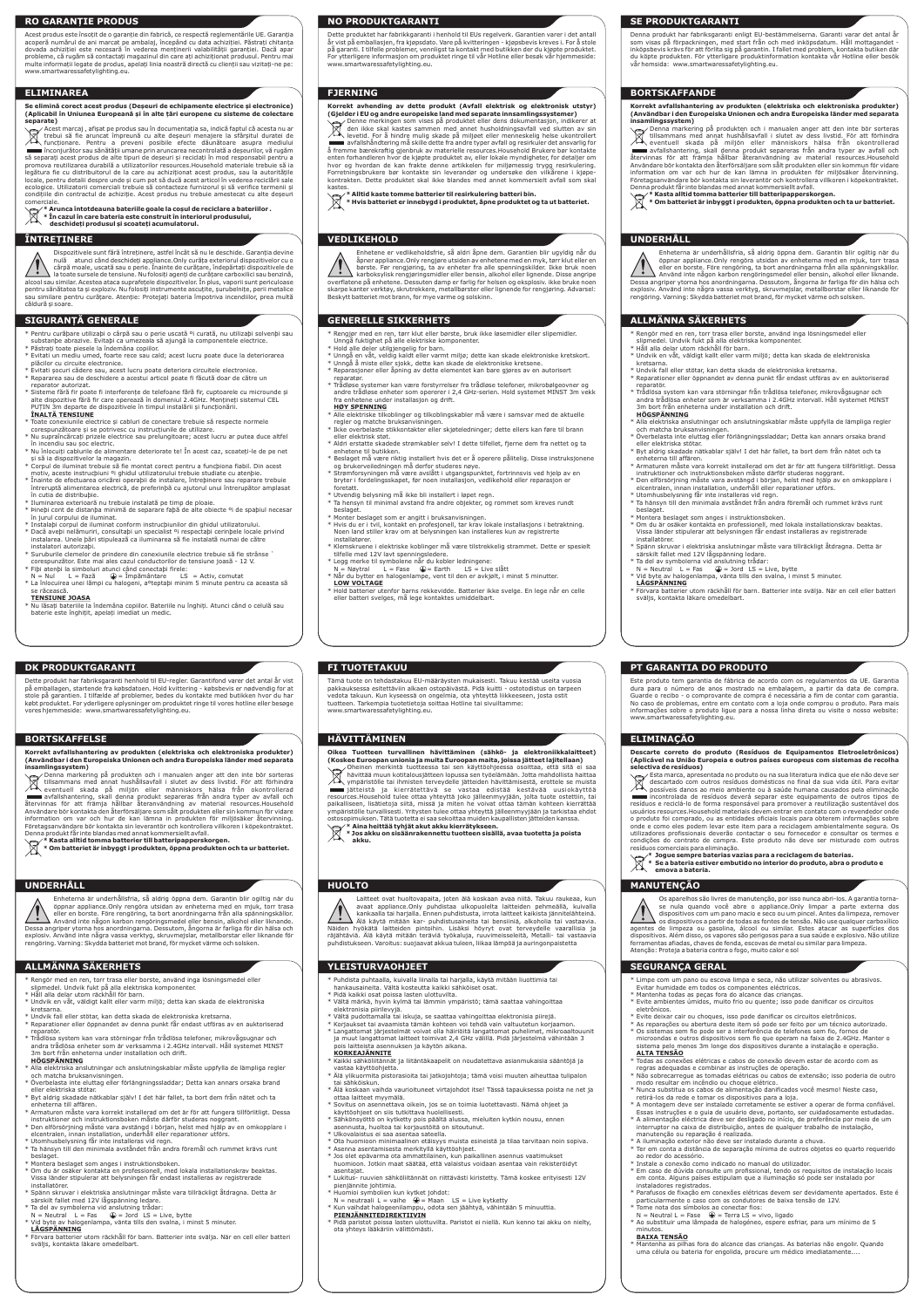# RO GARANȚIE PRODUS

Acest produs este însoțit de o garanție din fabrică, ce respectă reglementările UE. Garanția acoperă numărul de ani marcat pe ambalaj, începând cu data achiziției. Păstrați chitanța dovada achiziției este necesară în vederea menținerii valabilității garanției. Dacă apar probleme, că rugăm să contactați magazinul din care ați achiziționat produsul. Pentru mai multe informații legate de produs, apelați linia noastră directă cu clienții sau vizitați-ne pe: www.smartwaresafetylighting.eu.

## ELIMINAREA

**Se elimină corect acest produs (Deșeuri de echipamente electrice și electronice) (Aplicabil în Uniunea Europeană și în alte țări europene cu sisteme de colectare separate)**

Acest marcaj, afișat pe produs sau în documentația sa, indică faptul că acesta nu ar trebui să fie aruncat împreună cu alte deșeuri menajere la sfârșitul duratei de funcționare. Pentru a preveni posibile efecte dăunătoare asupra mediului înconjurător sau sănătății umane prin aruncarea necontrolată a deșeurilor, vă rugăm să separați acest produs de alte tipuri de deșeuri și reciclați în mod responsabil pentru a promova reutilizarea durabilă a utilizatorilor resurselor.Household materiale trebuie să la legătura fie cu distribuitorul de la care au achiziționat acest produs, sau la autoritățile locale, pentru detalii despre unde și cum pot să ducă acest articol în vederea reciclării sale ecologice. Utilizatorii comerciali trebuie să contacteze furnizorul și să verifice termenii și condițiile din contractul de achiziție. Acest produs nu trebuie amestecat cu alte deșeuri comerciale.

**\* Aruncă întotdeauna bateriile goale la coșul de reciclare a bateriilor .**
**\* În cazul în care bateria este construită în interiorul produsului, deschideți produsul și scoateți acumulatorul.**

## ÎNTREȚINERE

Dispozitivele sunt fără întreținere, astfel încât să nu le deschide. Garanția devine nulă atunci când deschideți appliance. Only curăța exteriorul dispozitivelor cu o cârpă moale, uscată sau o perie. Înainte de curățare, îndepărtați dispozitivele de la toate sursele de tensiune. Nu folosiți agenți de curățare carboxilici sau benzină, alcool sau similar. Acestea ataca suprafețele dispozitivelor. În plus, vaporii sunt periculoase pentru sănătatea ta și exploziv. Nu folosiți instrumente ascuțite, șurubelnițe, perii metalice sau similare pentru curățare. Atenție: Protejați bateria împotriva incendiilor, prea multă căldură și soare.

## SIGURANȚĂ GENERALE

* Pentru curățare utilizați o cârpă sau o perie uscată și curată, nu utilizați solvenți sau substanțe abrazive. Evitați ca umezeala să ajungă la componentele electrice.
* Păstrați toate piesele la îndemâna copiilor.
* Evitați un mediu umed, foarte rece sau cald; acest lucru poate duce la deteriorarea plăcilor cu circuite electronice.
* Evitați șocuri cădere sau, acest lucru poate deteriora circuitele electronice.
* Repararea sau de deschidere a acestui articol poate fi făcută doar de către un reparator autorizat.
* Sisteme fără fir poate fi interferențe de telefoane fără fir, cuptoarele cu microunde și alte dispozitive fără fir care operează în domeniul 2.4GHz. Mențineți sistemul CEL PUȚIN 3m departe de dispozitivele în timpul instalării și funcționării.

**ÎNALTĂ TENSIUNE**

* Toate conexiunile electrice și cablurii de conectare trebuie să respecte normele corespunzătoare și să potrivesc cu instrucțiunile de utilizare.
* Nu supraîncărcați prizele electrice sau prelungitoare; acest lucru ar putea duce altfel în incendiu sau șoc electric.
* Nu înlocuiți cablurile de alimentare deteriorate te! În acest caz, scoateți-le de pe net și la dispozitivele la magazin.
* Corpul de iluminat trebuie să fie montat corect pentru a funcționa fiabil. Din acest motiv, aceste instrucțiuni și ghidul utilizatorului trebuie studiate cu atenție.
* Înainte de efectuarea oricărei operațiuni de instalare, întreținere sau reparare trebuie întreruptă alimentarea electrică, de preferință cu ajutorul unui întrerupător amplasat în cutia de distribuție.
* Iluminarea exterioară nu trebuie instalată pe timp de ploaie.
* Păstrați la distanța minimă de separare față de alte obiecte și de spațiul necesar în jurul corpului de iluminat.
* Instalați corpul de iluminat conform instrucțiunilor din ghidul utilizatorului.
* Dacă aveți nelămuriri, consultați un specialist și respectați cerințele locale privind instalarea. Unele țări stipulează ca iluminarea să fie instalată numai de către instalatori autorizați.
* Suruburile clemelor de prindere din conexiunile electrice trebuie să fie strânse corespunzător. Este mai ales cazul conductorilor de tensiune joasă - 12 V.
* Fiți atenți la simbolurii atunci când conectați firele:
  N = Nul L = Fază = Împământare LS = Activ, comutat
* La înlocuirea unei lămpi cu halogeni, așteptați minim 5 minute pentru ca aceasta să se răcească.

**TENSIUNE JOASA**

* Nu lăsați bateriile la îndemâna copiilor. Bateriile nu înghiți. Atunci când o celulă sau baterie este înghițit, apelați imediat un medic.

# NO PRODUKTGARANTI

Dette produktet har fabrikkgaranti i henhold til EUs regelverk. Garantien varer i det antall år vist på emballasjen, fra kjøpsdato. Vare på kvitteringen - kjøpsbevis kreves i. For å stole på garanti. I tilfelle problemer, vennligst ta kontakt med butikken der du kjøpte produktet. For ytterligere informasjon om produktet ringe til vår Hotline eller besøk vår hjemmeside: www.smartwaresafetylighting.eu

## FJERNING

**Korrekt avhending av dette produkt (Avfall elektrisk og elektronisk utstyr) (Gjelder i EU og andre europeiske land med separate innsamlingssystemer)**

Denne markingen som vises på produktet eller dens dokumentasjon, indikerer at den ikke skal kastes sammen med annet husholdningsavfall ved slutten av sin levetid. For å hindre mulig skade på miljøet eller menneskelig helse ukontrollert avfallshåndtering må skille dette fra andre typer avfall og resirkuler det ansvarlig for å fremme bærekraftig gjenbruk av materielle ressurser.Household Brukere bør kontakte enten forhandleren hvor de kjøpte produktet av, eller lokale myndigheter, for detaljer om hvor og hvordan de kan frakte denne artikkelen for miljømessig trygg resirkulering. Forretningsbrukere bør kontakte sin leverandør og sjekke den vilkårene i kjøpekontrakten. Dette produktet skal ikke blandes med annet kommersielt avfall som skal kastes.

**\* Alltid kaste tomme batterier til resirkulering batteri bin.**
**\* Hvis batteriet er innebygd i produktet, åpne produktet og ta ut batteriet.**

## VEDLIKEHOLD

Enhetene er vedlikeholdsfrie, så aldri åpne dem. Garantien blir ugyldig når du åpner appliance.Only rengjøre utsiden av enhetene med en myk, tørr klut eller en børste. Før rengjøring, ta av enheter fra alle spenningskilder. Ikke bruk noen karboksylisk rengjøringsmidler eller bensin, alkohol eller lignende. Disse angripe overflatene på enhetene. Dessuten damp er farlig for helsen og eksplosiv. Ikke bruke noen skarpe kanter verktøy, skrutrekkere, metallbørster eller lignende for rengjøring. Advarsel: Beskytt batteriet mot brann, for mye varme og solskinn.

## GENERELLE SIKKERHETS

* Rengjør med en ren, tørr klut eller børste, bruk ikke løsemidler eller slipemidler. Unngå fuktighet på alle elektriske komponenter.
* Hold alle deler utilgjengelig for barn.
* Unngå en våt, veldig kaldt eller varmt miljø; dette kan skade elektroniske kretskort.
* Unngå å miste eller støtt, dette kan skade de elektroniske kretsene.
* Reparasjoner eller åpning av dette elementet kan bare gjøres av en autorisert reparatør.
* Trådløse systemer kan være forstyrrelser fra trådløse telefoner, mikrobølgeovner og andre trådløse enheter som opererer i 2,4 GHz-serien. Hold systemet MINST 3m vekk fra enhetene under installasjon og drift.

**HØY SPENNING**

* Alle elektriske tilkoblinger og tilkoblingskabler må være i samsvar med de aktuelle regler og matche bruksanvisningen.
* Ikke overbelaste stikkontakter eller skjøteledninger; dette ellers kan føre til brann eller elektrisk støt.
* Aldri erstatte skadede strømkabler selv! I dette tilfellet, fjerne dem fra nettet og ta enhetene til butikken.
* Beslaget må være riktig installert hvis det er å fungere pålitelig. Disse instruksjonene og brukerveiledningen må derfor studeres nøye.
* Strømforsyningen må være avslått i utgangspunktet, fortrinnsvis ved hjelp av en bryter i fordelingsskapet, før noen installasjon, vedlikehold eller reparasjon er foretatt.
* Utvendig belysning må ikke bli installert i løpet regn.
* Ta hensyn til minimal avstand fra andre objekter, og rommet som kreves rundt beslaget.
* Monter beslaget som er angitt i bruksanvisningen.
* Hvis du er i tvil, kontakt en profesjonell, ta krav lokale installasjons i betraktning. Noen land stiller krav om at belysningen kan installeres kun av registrerte installatører.
* Klemskruene i elektriske koblinger må være tilstrekkelig strammet. Dette er spesielt tilfelle med 12V lav spenningsledere.
* Legg merke til symbolene når du kobler ledningene:
  N = Nøytral L = Fase = Earth LS = Live slått
* Når du bytter en halogenlampe, vent til den er avkjølt, i minst 5 minutter.

**LOW VOLTAGE**

* Hold batterier utenfor barns rekkevidde. Batterier ikke svelge. En lege når en celle eller batteri svelges, må lege kontaktes umiddelbart.

# SE PRODUKTGARANTI

Denna produkt har fabriksgaranti enligt EU-bestämmelserna. Garanti varar det antal år som visas på förpackningen, med start från och med inköpsdatum. Håll mottagandet - inköpsbevis krävs för att förlita sig på garanti. I fallet med problem, kontakta butiken där du köpte produkten. För ytterligare produktinformation kontakta vår Hotline eller besök vår hemsida: www.smartwaresafetylighting.eu

## BORTSKAFFANDE

**Korrekt avfallshantering av produkten (elektriska och elektroniska produkter) (Användbar i den Europeiska Unionen och andra Europeiska länder med separata insamlingssystem)**

Denna markering på produkten och i manualen anger att den inte bör sorteras tillsammans med annat hushållsavfall i slutet av dess livstid. För att förhindra eventuell skada på miljön eller människors hälsa från okontrollerad avfallshantering, skall denna produkt separeras från andra typer av avfall och återvinnas för att främja hållbar återanvändning av material resources.Household Användare bör kontakta den återförsäljare som sålt produkten eller sin kommun för vidare information om var och hur de kan lämna in produkten för miljösäker återvinning. Företagsanvändare bör kontakta sin leverantör och kontrollera villkoren i köpekontraktet. Denna produkt får inte blandas med annat kommersiellt avfall.

**\* Kasta alltid tomma batterier till batteriappersorgen.**
**\* Om batteriet är inbyggt i produkten, öppna produkten och ta ur batteriet.**

## UNDERHÅLL

Enheterna är underhållsfria, så aldrig öppna dem. Garantin blir ogiltig när du öppnar appliance.Only rengöra utsidan av enheterna med en mjuk, torr trasa eller en borste. Före rengöring, ta bort anordningarna från alla spänningskällor. Använd inte någon karbon rengöringsmedel eller bensin, alkohol eller liknande. Dessa angriper ytorna hos anordningarna. Dessutom, ångorna är farliga för din hälsa och explosiv. Använd inte några vassa verktyg, skruvmejslar, metallborstar eller liknande för rengöring. Varning: Skydda batteriet mot brand, för mycket värme och solsken.

## ALLMÄNNA SÄKERHETS

* Rengör med en ren, torr trasa eller borste, använd inga lösningsmedel eller slipmedel. Undvik fukt på alla elektriska komponenter.
* Håll alla delar utom räckhåll för barn.
* Undvik en våt, väldigt kallt eller varm miljö; detta kan skada de elektroniska kretsarna.
* Undvik fall eller stötar, kan detta skada de elektroniska kretsarna.
* Reparationer eller öppnandet av denna punkt får endast utföras av en auktoriserad reparatör.
* Trådlösa system kan vara störningar från trådlösa telefoner, mikrovågsugnar och andra trådlösa enheter som är verksamma i 2.4GHz intervall. Håll systemet MINST 3m bort från enheterna under installation och drift.

**HÖGSPÄNNING**

* Alla elektriska anslutningar och anslutningskablar måste uppfylla de lämpliga regler och matcha bruksanvisningen.
* Överbelasta inte eluttag eller förlängningssladdar; Detta kan annars orsaka brand eller elektriska stötar.
* Byt aldrig skadade nätkablar själv! I det här fallet, ta bort dem från nätet och ta enheterna till affären.
* Armaturen måste vara korrekt installerad om det är för att fungera tillförlitligt. Dessa instruktioner och instruktionsboken måste därför studeras noggrant.
* Den elförsörjning måste vara avstängd i början, helst med hjälp av en omkopplare i elcentralen, innan installation, underhåll eller reparationer utförs.
* Utomhusbelysning får inte installeras vid regn.
* Ta hänsyn till den minimala avståndet från andra föremål och rummet krävs runt beslaget.
* Montera beslaget som anges i instruktionsboken.
* Om du är osäker kontakta en professionell, med lokala installationskrav beaktas. Vissa länder stipulerar att belysningen får endast installeras av registrerade installatörer.
* Spänn skruvar i elektriska anslutningar måste vara tillräckligt åtdragna. Detta är särskilt fallet med 12V lågspänning ledare.
* Ta del av symbolerna vid anslutning trådar:
  N = Neutral L = Fas = Jord LS = Live, bytte
* Vid byte av halogenlampa, vänta tills den svalna, i minst 5 minuter.

**LÅGSPÄNNING**

* Förvara batterier utom räckhåll för barn. Batterier inte svälja. När en cell eller batteri sväljs, kontakta läkare omedelbart.

# DK PRODUKTGARANTI

Dette produkt har fabriksgaranti henhold til EU-regler. Garantifond varer det antal år vist på emballagen, startende fra købsdatoen. Hold kvittering - købsbevis er nødvendig for at stole på garantien. I tilfælde af problemer, bedes du kontakte med butikken hvor du købt produktet. For yderligere oplysninger om produktet ringe til vores hotline eller besøge vores hjemmeside: www.smartwaresafetylighting.eu.

## BORTSKAFFELSE

**Korrekt avfallshantering av produkten (elektriska och elektroniska produkter) (Användbar i den Europeiska Unionen och andra Europeiska länder med separata insamlingssystem)**

Denna markering på produkten och i manualen anger att den inte bör sorteras tillsammans med annat hushållsavfall i slutet av dess livstid. För att förhindra eventuell skada på miljön eller människors hälsa från okontrollerad avfallshantering, skall denna produkt separeras från andra typer av avfall och återvinnas för att främja hållbar återanvändning av material resources.Household Användare bör kontakta den återförsäljare som sålt produkten eller sin kommun för vidare information om var och hur de kan lämna in produkten för miljösäker återvinning. Företagsanvändare bör kontakta sin leverantör och kontrollera villkoren i köpekontraktet. Denna produkt får inte blandas med annat kommersiellt avfall.

**\* Kasta alltid tomma batterier till batteriappersorgen.**
**\* Om batteriet är inbyggt i produkten, öppna produkten och ta ur batteriet.**

## UNDERHÅLL

Enheterna är underhållsfria, så aldrig öppna dem. Garantin blir ogiltig när du öppnar appliance.Only rengöra utsidan av enheterna med en mjuk, torr trasa eller en borste. Före rengöring, ta bort anordningarna från alla spänningskällor. Använd inte någon karbon rengöringsmedel eller bensin, alkohol eller liknande. Dessa angriper ytorna hos anordningarna. Dessutom, ångorna är farliga för din hälsa och explosiv. Använd inte några vassa verktyg, skruvmejslar, metallborstar eller liknande för rengöring. Varning: Skydda batteriet mot brand, för mycket värme och solsken.

## ALLMÄNNA SÄKERHETS

* Rengör med en ren, torr trasa eller borste, använd inga lösningsmedel eller slipmedel. Undvik fukt på alla elektriska komponenter.
* Håll alla delar utom räckhåll för barn.
* Undvik en våt, väldigt kallt eller varm miljö; detta kan skada de elektroniska kretsarna.
* Undvik fall eller stötar, kan detta skada de elektroniska kretsarna.
* Reparationer eller öppnandet av denna punkt får endast utföras av en auktoriserad reparatör.
* Trådlösa system kan vara störningar från trådlösa telefoner, mikrovågsugnar och andra trådlösa enheter som är verksamma i 2.4GHz intervall. Håll systemet MINST 3m bort från enheterna under installation och drift.

**HÖGSPÄNNING**

* Alla elektriska anslutningar och anslutningskablar måste uppfylla de lämpliga regler och matcha bruksanvisningen.
* Överbelasta inte eluttag eller förlängningssladdar; Detta kan annars orsaka brand eller elektriska stötar.
* Byt aldrig skadade nätkablar själv! I det här fallet, ta bort dem från nätet och ta enheterna till affären.
* Armaturen måste vara korrekt installerad om det är för att fungera tillförlitligt. Dessa instruktioner och instruktionsboken måste därför studeras noggrant.
* Den elförsörjning måste vara avstängd i början, helst med hjälp av en omkopplare i elcentralen, innan installation, underhåll eller reparationer utförs.
* Utomhusbelysning får inte installeras vid regn.
* Ta hänsyn till den minimala avståndet från andra föremål och rummet krävs runt beslaget.
* Montera beslaget som anges i instruktionsboken.
* Om du är osäker kontakta en professionell, med lokala installationskrav beaktas. Vissa länder stipulerar att belysningen får endast installeras av registrerade installatörer.
* Spänn skruvar i elektriska anslutningar måste vara tillräckligt åtdragna. Detta är särskilt fallet med 12V lågspänning ledare.
* Ta del av symbolerna vid anslutning trådar:
  N = Neutral L = Fas = Jord LS = Live, bytte
* Vid byte av halogenlampa, vänta tills den svalna, i minst 5 minuter.

**LÅGSPÄNNING**

* Förvara batterier utom räckhåll för barn. Batterier inte svälja. När en cell eller batteri sväljs, kontakta läkare omedelbart.

# FI TUOTETAKUU

Tämä tuote on tehdastakuu EU-määräysten mukaisesti. Takuu kestää useita vuosia pakkauksessa esitettävän alkaen ostopäivästä. Pidä kuitti - ostotodistus on tarpeen vedota takuun. Kun kysessä on ongelmia, ota yhteyttä liikkeeseen, josta ostit tuotteen. Tarkempia tuotetietoja soittaa Hotline tai sivuiltamme: www.smartwaresafetylighting.eu

## HÄVITTÄMINEN

**Oikea Tuotteen turvallinen hävittäminen (sähkö- ja elektroniikkalaitteet) (Koskee Euroopan unionia ja muita Euroopan maita, joissa jätteet lajitellaan)**

Oheinen merkintä tuotteessa tai sen käyttöohjeessa osoittaa, että sitä ei saa hävittää muun kotitalousjätteen lopussa sen työelämään. Jotta mahdollista haittaa ympäristölle tai ihmisten terveydelle jätteiden hävittämisestä, erottele se muista jätteistä ja kierrättävä se vastaa edistää kestävää uusiokäyttöä resources.Household tulee ottaa yhteyttä joko jälleenmyyjään, jolta tuote ostettiin, tai paikalliseen, lisätietoja siitä, missä ja miten he voivat ottaa tämän kohteen kierrättää ympäristölle turvallisesti. Yritysten tulee ottaa yhteyttä jälleenmyyjään ja tarkistaa ehdot ostosopimuksen. Tätä tuotetta ei saa sekoittaa muiden kaupallisten jätteiden kanssa.

**\* Aina heittää tyhjät akut akku kierrätykseen.**
**\* Jos akku on sisäänrakennettu tuotteen sisällä, avaa tuotteen ja poista akku.**

## HUOLTO

Laitteet ovat huoltovapaita, joten älä koskaan avaa niitä. Takuu raukeaa, kun avaat appliance.Only puhdistaa ulkopuolelta laitteiden pehmeällä, kuivalla kankaalla tai harjalla. Ennen puhdistusta, irrota laitteet kaikista jännitelähteistä. Älä käytä mitään kar- puhdistusaineita tai bensiiniä, alkoholia tai vastaavia. Näiden hyökätä laitteiden pintoihin. Lisäksi höyryt ovat terveydelle vaarallisia ja räjähtäviä. Älä käytä mitään teräviä työkaluja, ruuvimeisseleitä, Metalli- tai vastaavia puhdistukseen. Varoitus: suojaavat akkua tulelen, liikaa lämpöä ja auringonpaisteta

## YLEISTURVAOHJEET

* Puhdista puhtaalla, kuivalla liinalla tai harjalla, käytä mitään liuottimia tai hankausaineita. Vältä kosteutta kaikki sähköiset osat.
* Pidä kaikki osat poissa lasten ulottuvilta.
* Vältä märkä, hyvin kylmä tai lämmin ympäristö; tämä saattaa vahingoittaa elektroniikka piirilevyjä.
* Vältä pudottamalla tai iskuja, se saattaa vahingoittaa elektronisia piirejä.
* Korjaukset tai avaamista tämän kohteen voi tehdä vain valtuutetun korjaamon.
* Langattomat järjestelmät voivat olla häiriöitä langattomat puhelimet, mikroaaltouunit ja muut langattomat laitteet toimivat 2,4 GHz välillä. Pidä järjestelmä vähintään 3 pois laitteista asennuksen ja käytön aikana.

**KORKEAJÄNNITE**

* Kaikki sähköliitännät ja liitäntäkaapelit on noudatettava asianmukaisia sääntöjä ja vastaa käyttöohjetta.
* Älä ylikuormita pistorasioita tai jatkojohtoja; tämä voisi muuten aiheuttaa tulipalon tai sähköiskun.
* Älä koskaan vaihda vaurioituneet virtajohdot itse! Tässä tapauksessa poista ne net ja ottaa laitteet myymälä.
* Sovitus on asennettava oikein, jos se on toimia luotettavasti. Nämä ohjeet ja käyttöohjeet on siis tutkittava huolellisesti.
* Sähkönsyöttö on kytketty pois päältä alussa, mieluiten kytkin nousu, ennen asennusta, huoltoa tai korjaustöitä on sitoutunut.
* Ulkovalaistus ei saa asentaa sateella.
* Ota huomioon minimaalinen etäisyys muista esineistä ja tilaa tarvitaan noin sopiva.
* Asenna asennettavista merkityllä käyttöohjeet.
* Jos olet epävarma ota ammattilainen, kun paikallinen asennus vaatimukset huomioon. Jotkin maat säätää, että valaistus voidaan asentaa vain rekisteröidyt asentajat.
* Lukitus- ruuvien sähköliitännät on riittävästi kiristetty. Tämä koskee erityisesti 12V pienjännite johtimia.
* Huomioi symbolien kun kytket johdot:
  N = neutraali L = vaihe = Maan LS = Live kytketty
* Kun vaihdat halogeenilamppu, odota sen jäähtyä, vähintään 5 minuuttia.

**PIENJÄNNITEDIREKTIIVIN**

* Pidä paristot poissa lasten ulottuvilta. Paristot ei niellä. Kun kenno tai akku on nielty, ota yhteys lääkäriin välittömästi.

# PT GARANTIA DO PRODUTO

Este produto tem garantia de fábrica de acordo com os regulamentos da UE. Garantia dura para o número de anos mostrado na embalagem, a partir da data de compra. Guarde o recibo - o comprovante de compra é necessário a fim de contar com garantia. No caso de problemas, entre em contato com a loja onde comprou o produto. Para mais informações sobre o produto ligue para a nossa linha direta ou visite o nosso website: www.smartwaresafetylighting.eu.

## ELIMINAÇÃO

**Descarte correto do produto (Resíduos de Equipamentos Eletroeletrônicos) (Aplicável na União Europeia e outros países europeus com sistemas de recolha seletiva de resíduos)**

Esta marca, apresentada no produto ou na sua literatura indica que ele não deve ser descartado com outros resíduos domésticos no final da sua vida útil. Para evitar possíveis danos ao meio ambiente ou à saúde humana causados pela eliminação incontrolada de resíduos deverá separar este equipamento de outros tipos de resíduos e reciclá-lo de forma responsável para promover a reutilização sustentável dos usuários resources.Household materiais devem entrar em contato com o revendedor onde o produto foi comprado, ou as entidades oficiais locais para obterem informações sobre onde e como eles podem levar este item para a reciclagem ambientalmente segura. Os utilizadores profissionais deverão contactar o seu fornecedor e consultar os termos e condições do contrato de compra. Este produto não deve ser misturado com outros resíduos comerciais para eliminação.

**\* Jogue sempre baterias vazias para a reciclagem de baterias.**
**\* Se a bateria estiver embutido no interior do produto, abra o produto e emova a bateria.**

## MANUTENÇÃO

Os aparelhos são livres de manutenção, por isso nunca abri-los. A garantia torna-se nula quando você abre o appliance.Only limpar a parte externa dos dispositivos com um pano macio e seco ou um pincel. Antes da limpeza, remover os dispositivos a partir de todas as fontes de tensão. Não use qualquer carboxílico agentes de limpeza ou gasolina, álcool ou similar. Estes atacar as superfícies dos dispositivos. Além disso, os vapores são perigosos para a sua saúde e explosivo. Não utilize ferramentas afiadas, chaves de fenda, escovas de metal ou similar para limpeza. Atenção: Proteja a bateria contra o fogo, muito calor e sol

## SEGURANÇA GERAL

* Limpe com um pano ou escova limpa e seca, não utilizar solventes ou abrasivos. Evitar humidade em todos os componentes elétricos.
* Mantenha todas as peças fora do alcance das crianças.
* Evite ambientes úmidos, muito frio ou quente; isso pode danificar os circuitos eletrônicos.
* Evite deixar cair ou choques, isso pode danificar os circuitos eletrônicos.
* As reparações ou abertura deste item só pode ser feito por um técnico autorizado.
* Os sistemas sem fio pode ser a interferência de telefones sem fio, fornos de microondas e outros dispositivos sem fio que operam na faixa de 2.4GHz. Manter o sistema pelo menos 3m longe dos dispositivos durante a instalação e operação.

**ALTA TENSÃO**

* Todas as conexões elétricas e cabos de conexão devem estar de acordo com as regras adequadas e combinar as instruções de operação.
* Não sobrecarregue as tomadas elétricas ou cabos de extensão; isso poderia de outro modo resultar em incêndio ou choque elétrico.
* Nunca substitua os cabos de alimentação danificados você mesmo! Neste caso, retirá-los da rede e tomar os dispositivos para a loja.
* A montagem deve ser instalado corretamente se estiver a operar de forma confiável. Essas instruções e o guia de usuário deve, portanto, ser cuidadosamente estudadas.
* A alimentação eléctrica deve ser desligado no início, de preferência por meio de um interruptor na caixa de distribuição, antes de qualquer trabalho de instalação, manutenção ou reparação é realizada.
* A iluminação exterior não deve ser instalado durante a chuva.
* Ter em conta a distância de separação mínima de outros objetos eo quarto requerido ao redor do acessório.
* Instale o conexão como indicado no manual do utilizador.
* Em caso de dúvida consulte um profissional, tendo os requisitos de instalação locais em conta. Alguns países estipulam que a iluminação só pode ser instalado por instaladores registrados.
* Parafusos de fixação em conexões elétricas devem ser devidamente apertados. Este é particularmente o caso com os condutores de baixa tensão de 12V.
* Tome nota dos símbolos ao conectar fios:
  N = Neutral L = Fase = Terra LS = vivo, ligado
* Ao substituir uma lâmpada de halogéneo, espere esfriar, para um mínimo de 5 minutos.

**BAIXA TENSÃO**

* Mantenha as pilhas fora do alcance das crianças. As baterias não engolir. Quando uma célula ou bateria for engolida, procure um médico imediatamente....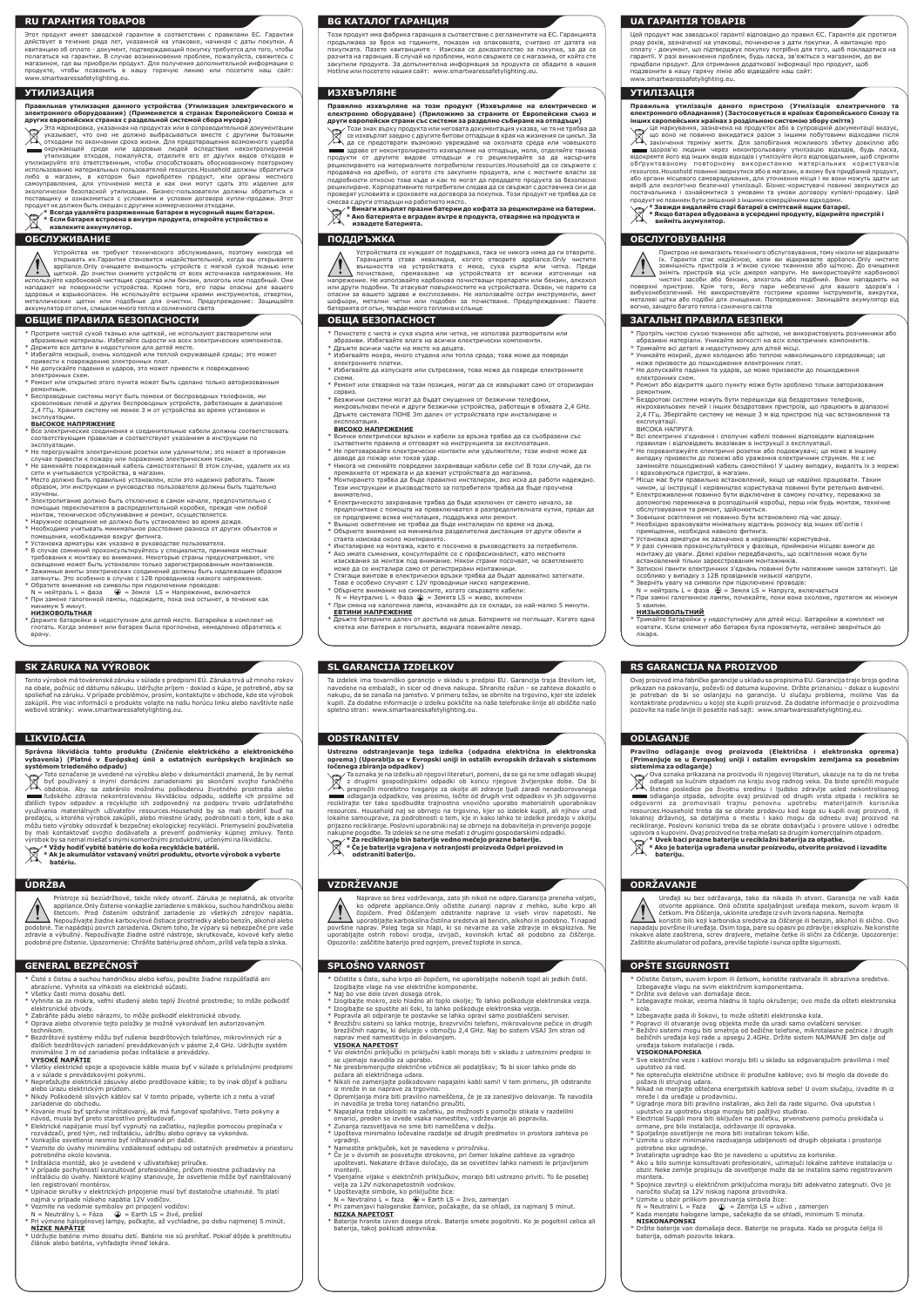## RU ГАРАНТИЯ ТОВАРОВ

Этот продукт имеет заводской гарантии в соответствии с правилами ЕС. Гарантия действует в течение ряда лет, указанной на упаковке, начиная с даты покупки. А квитанцию об оплате - документ, подтверждающий покупку требуется для того, чтобы попытаться на гарантии. В случае возникновения проблем, пожалуйста, свяжитесь с магазином, где вы приобрели продукт. Для получения дополнительной информации о продукте, чтобы позвонить в нашу горячую линию или посетите наш сайт: www.smartwaresafetylighting.eu.

## УТИЛИЗАЦИЯ

**Правильная утилизация данного устройства (Утилизация электрического и электронного оборудования) (Применяется в странах Европейского Союза и других европейских странах с раздельной системой сбора мусора)**

Эта маркировка, указанная на продуктах или в сопроводительной документации указывает, что оно не должно выбрасываться вместе с другими бытовыми отходами по окончании срока жизни. Для предотвращения возможного ущерба окружающей среде или здоровью людей вследствие неконтролируемой утилизации отходов, пожалуйста, отделите его от других видов отходов и утилизируйте его ответственным, чтобы способствовать повторному использованию материальных resources.Household данные обратиться либо в магазин, в котором был приобретен продукт, или органы местного самоуправления, для уточнения места и как они могут взять это изделие для экологически безопасной утилизации. Бизнес-пользователи должны обратиться к поставщику и ознакомиться с условиями и условия договора купли-продажи. Этот продукт не должен быть смешан с другими коммерческими отходами.

* **Всегда удаляйте разряженные батареи в мусорный ящик батареи.**
* **Если батарея встроена в внутри продукта, откройте устройство и извлеките аккумулятор.**

## ОБСЛУЖИВАНИЕ

Устройства не требуют технического обслуживания, поэтому никогда не открывать их.Гарантия становится недействительной, когда вы открываете appliance.Only очистите внешность устройства с мягкой сухой тканью или щеткой. До очистки снимите устройство от всех источников напряжения. Не используйте карбоновой чистящие средства или бензин, алкоголь или подобный. Они нападают на поверхности устройства. Кроме того, его пары опасны для вашего здоровья и взрывоопасен. Не используйте острыми краями инструментов, отвертки, металлические щетки или подобные для очистки. Предупреждение: Защищайте аккумулятор от огня, слишком много тепла и солнечного света

## ОБЩИЕ ПРАВИЛА БЕЗОПАСНОСТИ

* Протрите чистой сухой тканью или щеткой, не используют растворители или абразивные материалы. Избегайте сырости на всех электрических компонентов.
* Держите все детали в недоступном для детей месте.
* Избегайте мокрый, очень холодной или теплой окружающей среды; это может привести к повреждению электронных плат.
* Не допускайте падения и ударов, это может привести к повреждению электронных схем.
* Ремонт или открытие этого пункта может быть сделано только авторизованным ремонтным.
* Беспроводные системы могут быть помехи от беспроводных телефонов, микроволновых печей и других беспроводных устройств, работающих в диапазоне 2,4 ГГц. Храните систему не менее 3 м от устройств во время установки и эксплуатации.

**ВЫСОКОЕ НАПРЯЖЕНИЕ**

* Все электрические соединения и соединительные кабели должны соответствовать соответствующим правилам и соответствуют указаниям в инструкции по эксплуатации.
* Не перегружайте электрические розетки или удлинители; это может в противном случае привести к пожару или поражению электрическим током.
* Не заменяйте поврежденный кабель самостоятельно! В этом случае, удалите их из сети и учитываются устройства, в магазин.
* Место должно быть правильно установлен, если это надежно работать. Таким образом, эти инструкции и руководство пользователя должны быть тщательно изучены.
* Электропитание должно быть отключено в самом начале, предпочтительно с помощью переключателя в распределительной коробке, прежде чем любой монтаж, техническое обслуживание и ремонт, осуществляется.
* Наружное освещение не должно быть установлено во время дождя.
* Необходимо учитывать минимальное расстояние разноса от других объектов и помещения, необходимая вокруг фитинга.
* Установка арматуры как указано в руководстве пользователя.
* В случае сомнений проконсультируйтесь у специалиста, принимая местные требования к монтажу во внимание. Некоторые страны предусматривают, что освещение может быть установлен только зарегистрированным монтажником.
* Зажимные винты электрических соединений должны быть надлежащим образом затянуты. Это особенно в случае с 12В проводников низкого напряжения.
* Обратите внимание на символы при подключении проводов:
  N = нейтраль L = фаза ⏚ = Земля LS = Напряжение, включается
* При замене галогенной лампы, подождите, пока она остынет, в течение как минимум 5 минут.

**НИЗКОВОЛЬТНАЯ**

* Держите батарейки в недоступном для детей месте. Батарейки в комплект не глотать. Когда элемент или батарея была проглочена, немедленно обратитесь к врачу.

## BG КАТАЛОГ ГАРАНЦИЯ

Този продукт има фабрична гаранция в съответствие с регламентите на ЕС. Гаранцията продължава за броя на годините, показан на опаковката, считано от датата на покупката. Пазете квитанцията - Изискса се доказателство за покупка, за да се разчита на гаранцията. В случай на проблеми, моля свържете се с магазина, от който сте закупили продукта. За допълнителна информация за продукта се обадете в нашия Hotline или посетете нашия сайт: www.smartwaresafetylighting.eu.

## ИЗХВЪРЛЯНЕ

**Правилно изхвърляне на този продукт (Изхвърляне на електрическо и електронно оборудване) (Приложимо за страните от Европейския съюз и други европейски страни със системи за разделно събиране на отпадъци)**

Този знак върху продукта или неговата документация указва, че те не трябва да се изхвърлят заедно с другите битови отпадъци в края на живота им цикъл. За да се предотврати възможно увреждане на околната среда или човешкото здраве от неконтролираното изхвърляне на отпадъци, моля, отделете тезиа продукти от другите видове отпадъци и го рециклирайте и за насърчите рециклирането на материалните потребителите resources.Household да се свържете с продавача на дребно, от когото сте закупили продукта, или с местните власти за подробности относно това къде и как те могат да предадат продукта за безопасно рециклиране. Корпоративните потребители следва да се свържат с доставчика си и да проверят условията и сроковете на договора за покупка. Този продукт не трябва да се смесва с други отпадъци на работното място.

* **Винаги хвърляйте празни батерии до кофата за рециклиране на батерии.**
* **Ако батерията е вграден вътре в продукта, отваряне на продукта и извадете батерията.**

## ПОДДРЪЖКА

Устройствата се нуждаят от поддръжка, така че никога няма да ги отворите. Гаранцията става невалидна, когато отворите appliance.Only чистите външността на устройствата с мека, суха кърпа или четка. Преди почистване, премахване на устройствата от всички източници на напрежение. Не използвайте карбонови почистващи препарати или бензин, алкохол или други подобни. Те атакуват повърхността на устройствата. Освен, че парите са опасни за вашето здраве и експлозивен. Не използвайте остри инструменти, винт шофьори, метални четки или подобни за почистване. Предупреждение: Пазете батерията от огън, твърде много топлина и слънце

## ОБЩА БЕЗОПАСНОСТ

* Почистете с чиста и суха кърпа или четка, не използва разтворители или абразиви. Избягвайте влага на всички електрически компоненти.
* Дръжте всички части на място на децата.
* Избягвайте мокра, много студена или топла среда; това може да повреди електронните платки.
* Избягвайте да изпускате или сътресения, това може да повреди електронните схеми.
* Ремонт или отваряне на тази позиция, могат да се извършват само от оторизиран сервиз.
* Безжични системи могат да бъдат смущения от безжични телефони, микровълнови печки и други безжични устройства, работещи в обхвата 2,4 GHz. Дръжте системата ПОНЕ 3m далеч от устройствата при инсталиране и експлоатация.

**ВИСОКО НАПРЕЖЕНИЕ**

* Всички електрически връзки и кабели за връзка трябва да са съобразени със съответните правила и отговарят на инструкциите за експлоатация.
* Не претоварвайте електрически контакти или удължители; това иначе може да доведе до пожар или токов удар.
* Никога не сменяйте повреден захранващ кабели себе си! В този случай, да ги премахнете от мрежата и да вземат устройствата до магазина.
* Монтирането трябва да бъде правилно инсталиран, ако иска да работи надеждно. Тези инструкции и ръководството за потребителя трябва да бъде проучена внимателно.
* Електрическото захранване трябва да бъде изключен от самото начало, за предпочитане с помощта на превключвател в разпределителната кутия, преди да се предприеме всяка инсталация, поддръжка или ремонт.
* Външно осветление не трябва да бъде инсталиран по време на дъжд.
* Обърнете внимание на минимална разделителна дистанция от други обекти и стаята изискса около монтирането.
* Инсталиране на монтажа, както е посочено в ръководството на потребителя.
* Ако имате съмнения, консултирайте се с професионалист, като местните изисквания за монтаж под внимание. Някои страни постановят, че осветлението може да се инсталира само от регистрирани монтажници.
* Стягащи винтове в електрически връзки трябва да бъдат адекватно затегнати. Това е особено случаят с 12V проводници ниско напрежение.
* Обърнете внимание на символите, когато свързвате кабели:
  N = Неутрално L = Фаза ⏚ = Земята LS = живо, включи
* При смяна на халогенната лампа, изчакайте да се охлади, за най-малко 5 минути.

**ЕВТИНИ НАПРЕЖЕНИЕ**

* Дръжте батериите далеч от достъпа на деца. Батериите не поглъщат. Когато една клетка или батерия е погълната, веднага повикайте лекар.

## UA ГАРАНТІЯ ТОВАРІВ

Цей продукт має заводської гарантії відповідно до правил ЄС. Гарантія діє протягом ряду років, зазначеної на упаковці, починаючи з дати покупки. А квитанцію про оплату - документ, що підтверджує покупку потрібно для того, щоб покладатися на гарантії. У разі виникнення проблем, будь ласка, зв'яжіться з магазином, де ви придбали продукт. Для отримання додаткової інформації про продукт, щоб подзвонити в нашу гарячу лінію або відвідайте наш сайт: www.smartwaresafetylighting.eu.

## УТИЛІЗАЦІЯ

**Правильна утилізація даного пристрою (Утилізація електричного та електронного обладнання) (Застосовується в країнах Європейського Союзу та інших європейських країнах з роздільною системою збору сміття)**

Це маркування, зазначена на продуктах або в супровідній документації вказує, що воно не повинно викидатися разом з іншими побутовими відходами після закінчення терміну життя. Для запобігання можливого збитку довкіллю або здоров'ю людей через неконтрольовану утилізацію відходів, будь ласка, відокремте його від інших видів відходів і утилізуйте його відповідальним, щоб сприяти обґрунтованому повторному використанню матеріальних користувачів resources.Household повинні звернутися або в магазин, в якому був придбаний продукт, або органи місцевого самоврядування, для уточнення місця і як вони можуть взяти цей виріб для екологічно безпечної утилізації. Бізнес-користувачі повинні звернутися до постачальника і ознайомитися з умовами та умови договору купівлі-продажу. Цей продукт не повинен бути змішаний з іншими комерційними відходами.

* **Завжди видаляйте старі батареї в сміттєвий ящик батареї.**
* **Якщо батарея вбудована в усередині продукту, відкрийте пристрій і вийміть акумулятор.**

## ОБСЛУГОВУВАННЯ

Пристрою не вимагають технічного обслуговування, тому ніколи не відкривати їх. Гарантія стає недійсною, коли ви відкриваєте appliance.Only очистіть зовнішність пристроїв з м'якою сухою тканиною або щіткою. До очищення зніміть пристрій від усіх джерел напруги. Не використовуйте карбонової чистячі засоби або бензин, алкоголь або подібний. Вони нападають на поверхні пристрою. Крім того, його пари небезпечні для вашого здоров'я і вибухонебезпечний. Не використовуйте гострими краями інструментів, викрутки, металеві щітки або подібні для очищення. Попередження: Захищайте акумулятор від вогню, занадто багато тепла і сонячного світла

## ЗАГАЛЬНІ ПРАВИЛА БЕЗПЕКИ

* Протріть чистою сухою тканиною або щіткою, не використовують розчинники або абразивні матеріали. Уникайте вологості на всіх електричних компонентів.
* Тримайте всі деталі в недоступному для дітей місці.
* Уникайте мокрий, дуже холодною або теплою навколишнього середовища; це може призвести до пошкодження електронних плат.
* Не допускайте падіння та ударів, це може призвести до пошкодження електронних схем.
* Ремонт або відкриття цього пункту може бути зроблено тільки авторизованим ремонтним.
* Бездротові системи можуть бути перешкоди від бездротових телефонів, мікрохвильових печей і інших бездротових пристроїв, що працюють в діапазоні 2,4 ГГц. Зберігайте систему не менше 3 м від пристроїв під час встановлення та експлуатації.

ВИСОКА НАПРУГА

* Всі електричні з'єднання і сполучні кабелі повинні відповідати відповідним правилам і відповідають вказівкам в інструкції з експлуатації.
* Не перевантажуйте електричні розетки або подовжувачі; це може в іншому випадку призвести до пожежі або ураження електричним струмом.
* Не замінюйте пошкоджений кабель самостійно! У цьому випадку, видаліть їх з мережі і враховуються пристрої, в магазин.
* Місце має бути правильно встановлений, якщо це надійно працювати. Таким чином, ці інструкції і керівництво користувача повинні бути ретельно вивчені.
* Електроживлення повинно бути відключено в самому початку, переважно за допомогою перемикача в розподільній коробці, перш ніж будь монтаж, технічне обслуговування та ремонт, здійснюється.
* Зовнішнє освітлення не повинно бути встановлено під час дощу.
* Необхідно враховувати мінімальну відстань рознесу від інших об'єктів і приміщення, необхідна навколо фітинга.
* Установка арматури як зазначено в керівництві користувача.
* У разі сумнівів проконсультуйтеся у фахівця, приймаючи місцеві вимоги до монтажу до уваги. Деякі країни передбачають, що освітлення може бути встановлений тільки зареєстрованим монтажником.
* Затискні гвинти електричних з'єднань повинні бути належним чином затягнуті. Це особливо у випадку з 12В провідників низької напруги.
* Зверніть увагу на символи при підключенні проводів:
  N = нейтраль L = фаза ⏚ = Земля LS = Напруга, включається
* При заміні галогенної лампи, почекайте, поки вона охолоне, протягом як мінімум 5 хвилин.

**НИЗЬКОВОЛЬТНИЙ**

* Тримайте батарейки у недоступному для дітей місці. Батарейки в комплект не ковтати. Коли елемент або батарея була проковтнута, негайно зверніться до лікаря.

## SK ZÁRUKA NA VÝROBOK

Tento výrobok má továrenské záruky v súlade s predpismi EÚ. Záruka trvá už mnoho rokov na obale, počnúc od dátumu nákupu. Udržujte príjem - dokladom o kúpe, je potrebné, aby sa spoliehať na záruku. V prípade problémov, prosím, kontaktujte v obchode, kde ste výrobok zakúpili. Pre viac informácií o produkte volajte na našu horúcu linku alebo navštívte naše webové stránky: www.smartwaresafetylighting.eu.

## LIKVIDÁCIA

**Správna likvidácia tohto produktu (Zničenie elektrického a elektronického vybavenia) (Platné v Európskej únii a ostatných európskych krajinách so systémom triedeného odpadu)**

Toto označenie je uvedené na výrobku alebo v dokumentácii znamená, že by nemal byť používaný s inými domácimi zariadeniami po skončení svojho funkčného obdobia. Aby sa zabránilo možnému poškodeniu životného prostredia alebo ľudského zdravia nekontrolovanou likvidáciou odpadu, oddeľte ich prosíme od ďalších typov odpadov a recyklujte ich zodpovedný na podporu trvalo udržateľného využívania materiálnych užívateľov resources. Household by sa mali obrátiť buď na predajcu, u ktorého výrobok zakúpili, alebo miestny úrad, podrobnosti o tom, kde a ako môžu tieto výrobky odovzdať k bezpečnej ekologickej recyklácii. Priemyselní používatelia by mali kontaktovať svojho dodávateľa a preveriť podmienky kúpnej zmluvy. Tento výrobok by sa nemal miešať s inými komerčnými produktmi, určenými na likvidáciu.

* **Vždy hoďte vybité batérie do koša recyklácie batérií.**
* **Ak je akumulátor vstavaný vnútri produktu, otvorte výrobok a vyberte batériu.**

## ÚDRŽBA

Prístroje sú bezúdržbové, takže nikdy otvoriť. Záruka je neplatná, ak otvoríte appliance.Only čistite vonkajšie zariadenie s mäkkou, suchou handričkou alebo štetcom. Pred čistením odstráňte zariadenie zo všetkých zdrojov napätia. Nepoužívajte žiadne karboxylové čistiace prostriedky alebo benzín, alkohol alebo podobné. Tie napádajú povrch zariadenia. Okrem toho, že výpary sú nebezpečné pre vaše zdravie a výbušný. Nepoužívajte žiadne ostré nástroje, skrutkovače, kovové kefy alebo podobné pre čistenie. Upozornenie: Chráňte batériu pred ohňom, príliš veľa tepla a slnka.

## GENERAL BEZPEČNOSŤ

* Čisté s čistou a suchou handričkou alebo kefou, použite žiadne rozpúšťadlá ani abrazíve. Vyhnite sa vlhkosti na elektrické súčasti.
* Všetky časti mimo dosahu detí.
* Vyhnite sa za mokra, veľmi studený alebo teplý životné prostredie; to môže poškodiť elektronické obvody.
* Zabráňte pádu alebo nárazmi, to môže poškodiť elektronické obvody.
* Oprava alebo otvorenie tejto položky je možné vykonávať len autorizovaným technikom.
* Bezdrôtové systémy môžu byť rušené bezdrôtových telefónov, mikrovlnných rúr a ďalších bezdrôtových zariadení prevádzkovaných v pásme 2,4 GHz. Udržujte systém minimálne 3 m od zariadenia počas inštalácie a prevádzky.

**VYSOKÉ NAPÄTIE**

* Všetky elektrické spoje a spojovacie káble musia byť v súlade s príslušnými predpismi a v súlade s prevádzkovými pokynmi.
* Nepreťažujte elektrické zásuvky alebo predlžovacie káble; to by inak dôjsť k požiaru alebo úrazu elektrickým prúdom.
* Nikdy Poškodené silových káblov sa! V tomto prípade, vyberte ich z nets a vziať zariadenie do obchodu.
* Kovanie musí byť správne inštalovaný, ak má fungovať spoľahlivo. Tieto pokyny a návod, musia byť preto starostlivo preštudovať.
* Elektrické napájanie musí byť vypnutý na začiatku, najlepšie pomocou prepínača v rozvádzači, pred tým, než inštaláciu, údržbu alebo opravy sa vykonáva.
* Vonkajšie osvetlenie nesmie byť inštalované pri daždi.
* Vezmite do úvahy minimálnu vzdialenosť odstupu od ostatných predmetov a priestoru potrebného okolo kovania.
* Inštalácia montáž, ako je uvedené v užívateľskej príručke.
* V prípade pochybností konzultovať profesionálne, pričom miestne požiadavky na inštaláciu do úvahy. Niektoré krajiny stanovuje, že osvetlenie môže byť nainštalovaný len registrovaní montéri.
* Upínacie skrutky v elektrických pripojenie musí byť dostatočne utiahnuté. To platí najmä v prípade nízkeho napätia 12V vodičov.
* Vezmite na vedomie symboly pri pripojení vodičov:
  N = Neutrálny L = Fáza ⏚ = Earth LS = živé, prepínač
* Pri výmene halogénovej lampy, počkajte, až vychladne, po dobu najmenej 5 minút.

**NÍZKE NAPÄTIE**

* Udržujte batérie mimo dosahu detí. Batérie nie sú prehĺtať. Pokiaľ dôjde k prehltnutiu článok alebo batéria, vyhľadajte ihneď lekára.

## SL GARANCIJA IZDELKOV

Ta izdelek ima tovarniško garancijo v skladu s predpisi EU. Garancija traja številom let, navedene na embalaži, in sicer od dneva nakupa. Shranite račun - se zahteva dokazilo o nakupu, da se zanaša na jamstvo. V primeru težav, se obrnite na trgovino, kjer ste izdelek kupili. Za dodatne informacije o izdelku pokličite na naše telefonske linije ali obiščite našo spletno stran: www.smartwaresafetylighting.eu.

## ODSTRANITEV

**Ustrezno odstranjevanje tega izdelka (odpadna električna in elektronska oprema) (Uporablja se v Evropski uniji in ostalih evropskih državah s sistemom ločenega zbiranja odpadkov)**

Ta oznaka je na izdelku ali njegovi literaturi, pomeni, da se ga ne sme odlagati skupaj z drugimi gospodinjskimi odpadki ob koncu njegove življenjske dobe. Da bi preprečili morebitno škodo okolju ali zdravju ljudi zaradi nenadzorovanega odlaganja odpadkov, vas prosimo, ločite od drugih vrst odpadkov in jih odgovorno reciklirate ter tako spodbudite trajnostno vnovično uporabo materialnih uporabnikov resources. Household naj se obrnejo na trgovino, kjer so izdelek kupili, ali njihov urad lokalne samouprave, za podrobnosti o tem, kje in kako lahko te izdelke predajo v okolju prijazno recikliranje. Poslovni uporabniki naj se obrnejo na dobavitelja in preverijo pogoje nakupne pogodbe. Ta izdelek se ne sme mešati z drugimi gospodarskimi odpadki.

* **Za recikliranje baterij vedno mečite prazne baterije.**
* **Če je baterija vgrajena v notranjosti proizvoda Odpri proizvod in odstraniti baterijo.**

## VZDRŽEVANJE

Naprave so brez vzdrževanja, zato jih nikoli ne odpre.Garancija preneha veljati, ko odprete appliance.Only očistite zunanji naprav z mehko, suho krpo ali čopičem. Pred čiščenjem odstranite naprave iz vseh virov napetosti. Ne uporabljajte karbonskih čistilna sredstva ali bencin, alkohol in podobno. Ti napad površine naprav. Poleg tega so hlapi, ki so nevarne za vaše zdravje in eksploziva. Ne uporabljajte ostrih robov orodja, izvijači, kovinskih krtač ali podobno za čiščenje. Opozorilo: zaščitite baterijo pred ognjem, prevečtoplote in sonca.

## SPLOŠNO VARNOST

* Očistite s čisto, suho krpo ali čopičem, ne uporabljajte nobenih topil ali jedkih čistil. Izogibajte vlage na vse električne komponente.
* Naj bo vse dele izven dosega otrok.
* Izogibajte mokro, zelo hladno ali toplo okolje; To lahko poškoduje električna vezja.
* Izogibajte se spustite ali šoki, to lahko poškoduje elektronska vezja.
* Popravila ali odpiranje te postavke se lahko opravi samo pooblaščeni serviser.
* Brezžični sistemi so lahko motnje, brezvrvični telefoni, mikrovalovne pečice in drugih brezžičnih naprav, ki delujejo v območju 2,4 GHz. Naj bo sistem VSAJ 3m stran od naprav med namestitvijo in delovanjem.

**VISOKA NAPETOST**

* Vsi električni priključki in priključni kabli morajo biti v skladu z ustreznimi predpisi in se ujemajo navodila za uporabo.
* Ne preobremenjujte električne vtičnice ali podaljškov; To bi sicer lahko pride do požara ali električnega udara.
* Nikoli ne zamenjajte poškodovani napajalni kabli sami! V tem primeru, jih odstranite iz mreže in se naprave za trgovino.
* Opremljanja mora biti pravilno nameščena, če je za zanesljivo delovanje. Ta navodila in navodila je treba torej natančno preučiti.
* Napajalna treba izklopiti na začetku, po možnosti s pomočjo stikala v razdelilni omarici, preden se izvede vsaka namestitev, vzdrževanje ali popravila.
* Zunanja razsvetljava ne sme biti nameščena v dežju.
* Upošteva minimalno ločevalne razdalje od drugih predmetov in prostora zahteva po vgradnji.
* Namestite priključek, kot je navedeno v priročniku.
* Če je v dvomih se posvetujte strokovno, pri čemer lokalne zahteve za vgradnjo upoštevati. Nekatere države določajo, da se osvetlitev lahko namesti le prijavljenim monterji.
* Vpenjalne vijake v električnih priključkov, morajo biti ustrezno priviti. To še posebno velja za 12V nizkonapetostnih vodnikov.
* Upoštevajte simbole, ko priključite žice:
  N = Nevtralno L = faza ⏚ = Earth LS = živo, zamenjan
* Pri zamenjavi halogenske žarnice, počakajte, da se ohladi, za najmanj 5 minut.

**NIZKA NAPETOST**

* Baterije hranite izven dosega otrok. Baterije smete pogoltniti. Ko je pogoltnil celica ali baterija, takoj pokličeti zdravnika.

## RS GARANCIJA NA PROIZVOD

Ovaj proizvod ima fabričke garancije u skladu sa propisima EU. Garancija traje broja godina prikazan na pakovanju, počevši od datuma kupovine. Držite priznanicu - dokaz o kupovini je potreban da bi se oslanjaju na garanciju. U slučaju problema, molimo Vas da kontaktirate prodavnicu u kojoj ste kupili proizvod. Za dodatne informacije o proizvodima pozovite na naše linije ili posetite naš sajt: www.smartwaresafetylighting.eu.

## ODLAGANJE

**Pravilno odlaganje ovog proizvoda (Električna i elektronska oprema) (Primenjuje se u Evropskoj uniji i ostalim evropskim zemljama sa posebnim sistemima za odlaganje)**

Ova oznaka prikazana na proizvodu ili njegovoj literaturi, ukazuje na to da ne treba odlagati sa kućnim otpadom na kraju svog radnog veka. Da biste sprečili moguće štetne posledice po životnu sredinu i ljudsko zdravlje usled nekontrolisanog odlaganja otpada, odvojite ovaj proizvod od drugih vrsta otpada i reciklira se odgovorno za promovisali trajnu ponovnu upotrebu materijalnih korisnika resources.Household treba da se obrate prodavnici kod koga su kupili ovaj proizvod, ili lokalnoj državnoj, sa detaljima o mestu i kako mogu da odnesu ovaj proizvod na recikliranje. Poslovni korisnici treba da se obrate dobavljaču i proveru uslove i odredbe ugovora o kupovini. Ovaj proizvod ne treba mešati sa drugim komercijalnim otpadom.

* **Uvek baci prazne baterije u reciklažni batterija za otpatke.**
* **Ako je baterija ugrađena unutar proizvodu, otvorite proizvod i izvadite bateriju.**

## ODRŽAVANJE

Uređaji su bez održavanja, tako da nikada ih otvori. Garancija ne važi kada otvorite appliance. Onli očistite spoljašnjost uređaja mekom, suvom krpom ili četkom. Pre čišćenja, uklonite uređaje iz svih izvora napona. Nemojte koristiti bilo koji karbonska sredstva za čišćenje ili benzin, alkohol ili slično. Ovo napadaju površine ili uređaja. Osim toga, pare su opasni po zdravlje i eksplozivni. Ne koristite nikakve alate zaoštrena, srew drajvere, metalne četke ili slične za čišćenje. Upozorenje: Zaštitite akumulator od požara, previše toplote i sunca opšte sigurnosti.

## OPŠTE SIGURNOSTI

* Očistite čistom, suvom krpom ili četkom, koristite rastvarače ili abrazivna sredstva. Izbegavajte vlagu na svim električnim komponentama.
* Držite sve delove van domašaja dece.
* Izbegavajte mokar, veoma hladnu ili toplu okruženje; ovo može da ošteti električna kola.
* Izbegavajte pada ili šokovi, to može oštetiti elektronska kola.
* Popravci ili otvaranje ovog objekta može da uradi samo ovlašćeni serviser.
* Bežični sistemi mogu biti smetnja od bežične telefone, mikrotalasne pećnice i drugih bežičnih uređaja koji rade u opsegu 2.4GHz. Držite sistem NAJMANJE 3m dalje od uređaja tokom instalacije i rada.

**VISOKONAPONSKA**

* Sve električne veze i kablovi moraju biti u skladu sa odgovarajućim pravilima i meč uputstvo za rad.
* Ne opterećujte električne utičnice ili produžne kablove; ovo bi moglo da dovede do požara ili strujnog udara.
* Nikad ne menjajte oštećena energetskih kablova sebe! U ovom slučaju, izvadite ih iz mreže i da uređaje u prodavnicu.
* Ugradnje mora biti pravilno instaliran, ako želi da radi sigurno. Ova uputstva i uputstvo za upotrebu stoga moraju biti pažljivo studirao.
* Electrical Suppli mora biti isključen na početku, prvenstveno pomoću prekidača u ormane, pre bilo instalacija, održavanje ili opravaka.
* Spoljašnje osvetljenje ne mora biti instaliran tokom kiše.
* Uzmite u obzir minimalne razdvajanja udaljenosti od drugih objekata i prostorije potrebne oko ugradnje.
* Instalirajte ugradnje kao što je navedeno u uputstvu za korisnike.
* Ako u bilo sumnje konsultovati profesionalni, uzimajući lokalne zahteve instalacije u obzir. Neke zemlje propisuju da osvetljenje može da se instalira samo registrovanim montera.
* Spojnice zavrtnji u električnim priključcima moraju biti adekvatno zategnuti. Ovo je naročito slučaj sa 12V niskog napona provodnika.
* Uzmite u obzir primikom povezivanja simbola žice:
  N = Neutralni L = Faza ⏚ = Earth LS = uživo , zamenjen
* Kada menjate halogene lampe, sačekajte da se ohladi, minimum 5 minuta.

**NISKONAPONSKI**

* Držite baterije van domašaja dece. Baterije ne progutati. Kada se proguta ćelija ili baterija, odmah pozovite lekara.